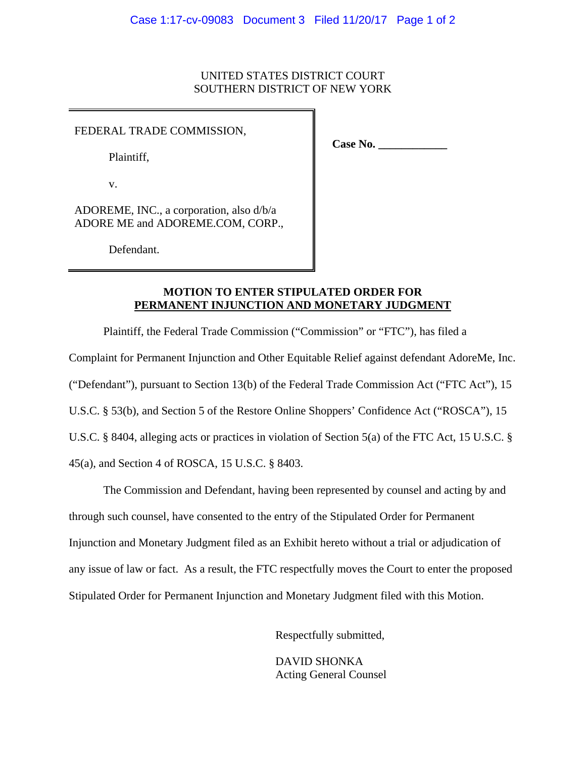UNITED STATES DISTRICT COURT
SOUTHERN DISTRICT OF NEW YORK

| | |
|---|---|
| FEDERAL TRADE COMMISSION,<br><br>Plaintiff,<br><br>v.<br><br>ADOREME, INC., a corporation, also d/b/a ADORE ME and ADOREME.COM, CORP.,<br><br>Defendant. | **Case No. \_\_\_\_\_\_\_\_\_\_\_\_** |

**MOTION TO ENTER STIPULATED ORDER FOR PERMANENT INJUNCTION AND MONETARY JUDGMENT**

Plaintiff, the Federal Trade Commission ("Commission" or "FTC"), has filed a Complaint for Permanent Injunction and Other Equitable Relief against defendant AdoreMe, Inc. ("Defendant"), pursuant to Section 13(b) of the Federal Trade Commission Act ("FTC Act"), 15 U.S.C. § 53(b), and Section 5 of the Restore Online Shoppers' Confidence Act ("ROSCA"), 15 U.S.C. § 8404, alleging acts or practices in violation of Section 5(a) of the FTC Act, 15 U.S.C. § 45(a), and Section 4 of ROSCA, 15 U.S.C. § 8403.

The Commission and Defendant, having been represented by counsel and acting by and through such counsel, have consented to the entry of the Stipulated Order for Permanent Injunction and Monetary Judgment filed as an Exhibit hereto without a trial or adjudication of any issue of law or fact. As a result, the FTC respectfully moves the Court to enter the proposed Stipulated Order for Permanent Injunction and Monetary Judgment filed with this Motion.

Respectfully submitted,

DAVID SHONKA
Acting General Counsel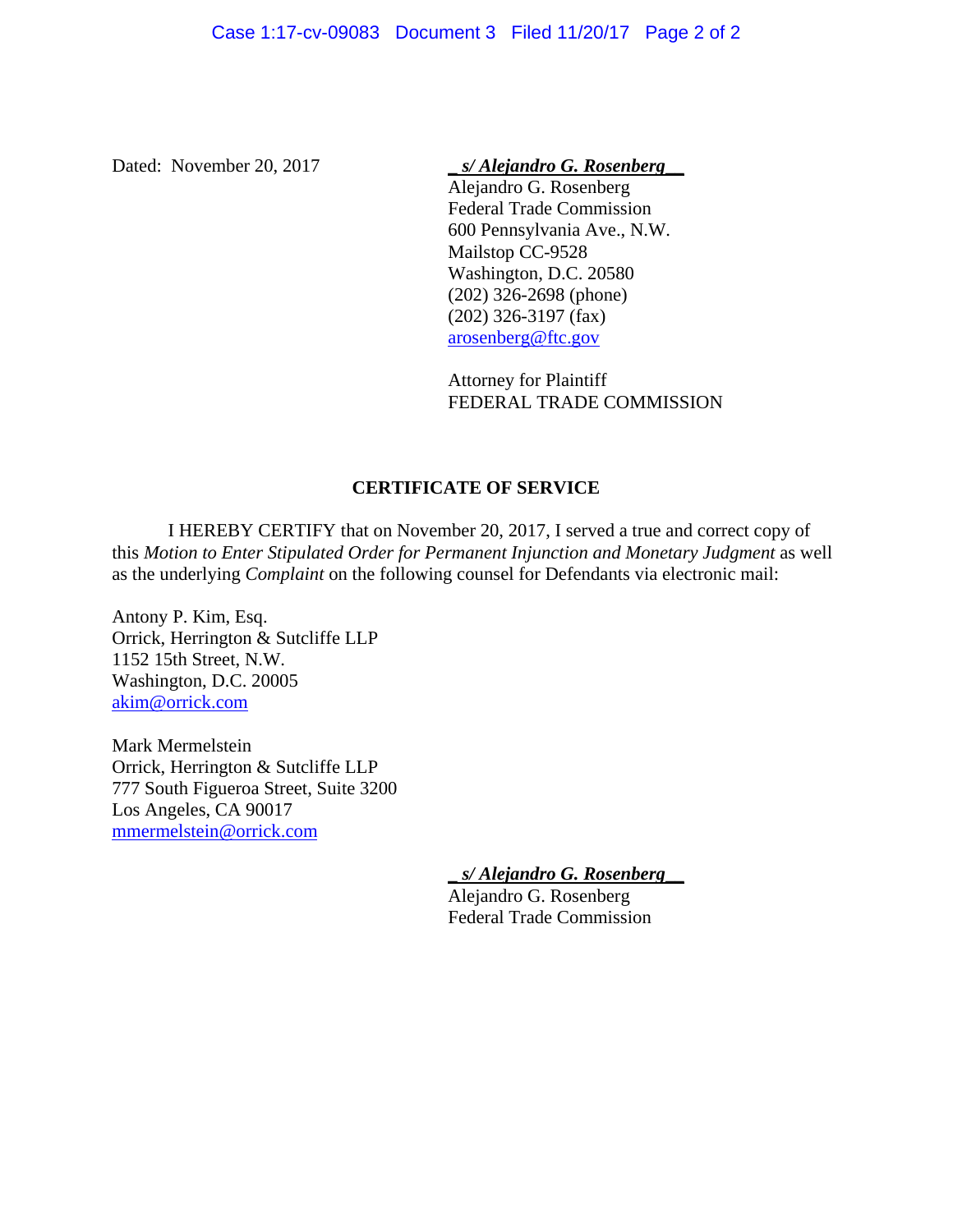Dated: November 20, 2017

*_s/ Alejandro G. Rosenberg_*
Alejandro G. Rosenberg
Federal Trade Commission
600 Pennsylvania Ave., N.W.
Mailstop CC-9528
Washington, D.C. 20580
(202) 326-2698 (phone)
(202) 326-3197 (fax)
arosenberg@ftc.gov

Attorney for Plaintiff
FEDERAL TRADE COMMISSION

## CERTIFICATE OF SERVICE

I HEREBY CERTIFY that on November 20, 2017, I served a true and correct copy of this *Motion to Enter Stipulated Order for Permanent Injunction and Monetary Judgment* as well as the underlying *Complaint* on the following counsel for Defendants via electronic mail:

Antony P. Kim, Esq.
Orrick, Herrington & Sutcliffe LLP
1152 15th Street, N.W.
Washington, D.C. 20005
akim@orrick.com

Mark Mermelstein
Orrick, Herrington & Sutcliffe LLP
777 South Figueroa Street, Suite 3200
Los Angeles, CA 90017
mmermelstein@orrick.com

*_s/ Alejandro G. Rosenberg_*
Alejandro G. Rosenberg
Federal Trade Commission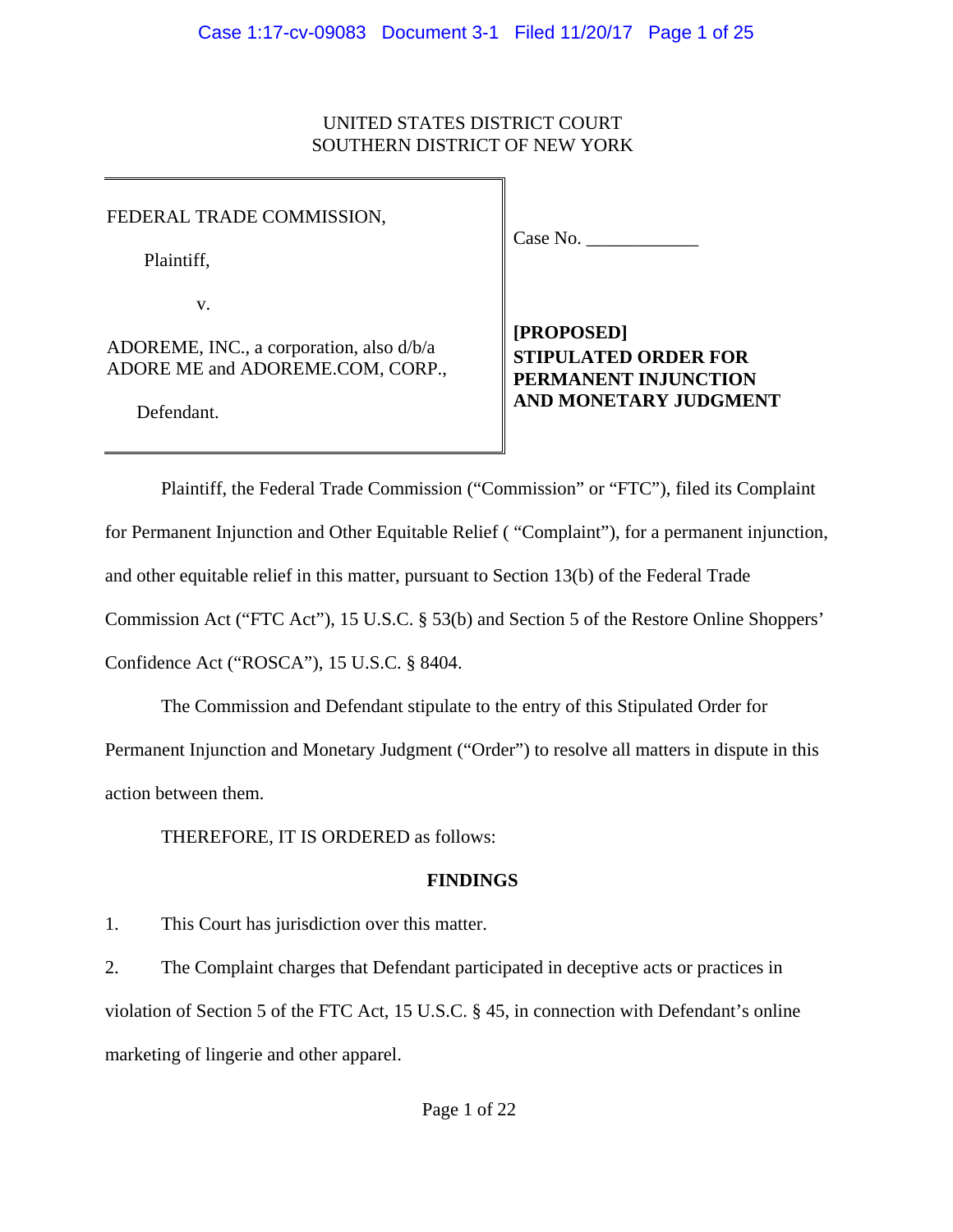UNITED STATES DISTRICT COURT
SOUTHERN DISTRICT OF NEW YORK

| | |
|---|---|
| FEDERAL TRADE COMMISSION,<br><br>Plaintiff,<br><br>v.<br><br>ADOREME, INC., a corporation, also d/b/a ADORE ME and ADOREME.COM, CORP.,<br><br>Defendant. | Case No. \_\_\_\_\_\_\_\_\_\_\_\_<br><br>**[PROPOSED] STIPULATED ORDER FOR PERMANENT INJUNCTION AND MONETARY JUDGMENT** |

Plaintiff, the Federal Trade Commission ("Commission" or "FTC"), filed its Complaint for Permanent Injunction and Other Equitable Relief ( "Complaint"), for a permanent injunction, and other equitable relief in this matter, pursuant to Section 13(b) of the Federal Trade Commission Act ("FTC Act"), 15 U.S.C. § 53(b) and Section 5 of the Restore Online Shoppers' Confidence Act ("ROSCA"), 15 U.S.C. § 8404.

The Commission and Defendant stipulate to the entry of this Stipulated Order for Permanent Injunction and Monetary Judgment ("Order") to resolve all matters in dispute in this action between them.

THEREFORE, IT IS ORDERED as follows:

## FINDINGS

1. This Court has jurisdiction over this matter.

2. The Complaint charges that Defendant participated in deceptive acts or practices in violation of Section 5 of the FTC Act, 15 U.S.C. § 45, in connection with Defendant's online marketing of lingerie and other apparel.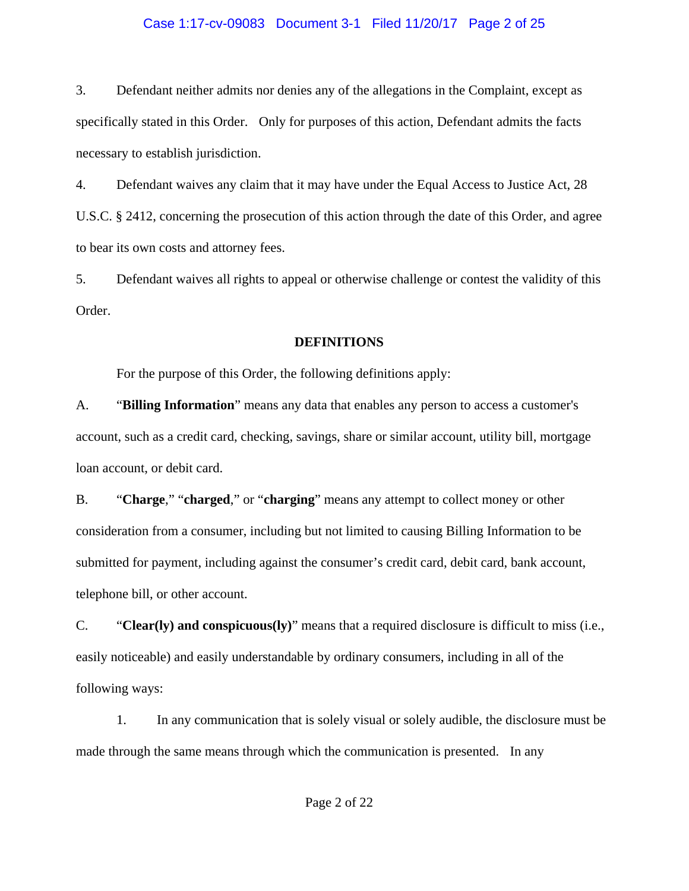3. Defendant neither admits nor denies any of the allegations in the Complaint, except as specifically stated in this Order. Only for purposes of this action, Defendant admits the facts necessary to establish jurisdiction.

4. Defendant waives any claim that it may have under the Equal Access to Justice Act, 28 U.S.C. § 2412, concerning the prosecution of this action through the date of this Order, and agree to bear its own costs and attorney fees.

5. Defendant waives all rights to appeal or otherwise challenge or contest the validity of this Order.

## DEFINITIONS

For the purpose of this Order, the following definitions apply:

A. "**Billing Information**" means any data that enables any person to access a customer's account, such as a credit card, checking, savings, share or similar account, utility bill, mortgage loan account, or debit card.

B. "**Charge**," "**charged**," or "**charging**" means any attempt to collect money or other consideration from a consumer, including but not limited to causing Billing Information to be submitted for payment, including against the consumer's credit card, debit card, bank account, telephone bill, or other account.

C. "**Clear(ly) and conspicuous(ly)**" means that a required disclosure is difficult to miss (i.e., easily noticeable) and easily understandable by ordinary consumers, including in all of the following ways:

1. In any communication that is solely visual or solely audible, the disclosure must be made through the same means through which the communication is presented. In any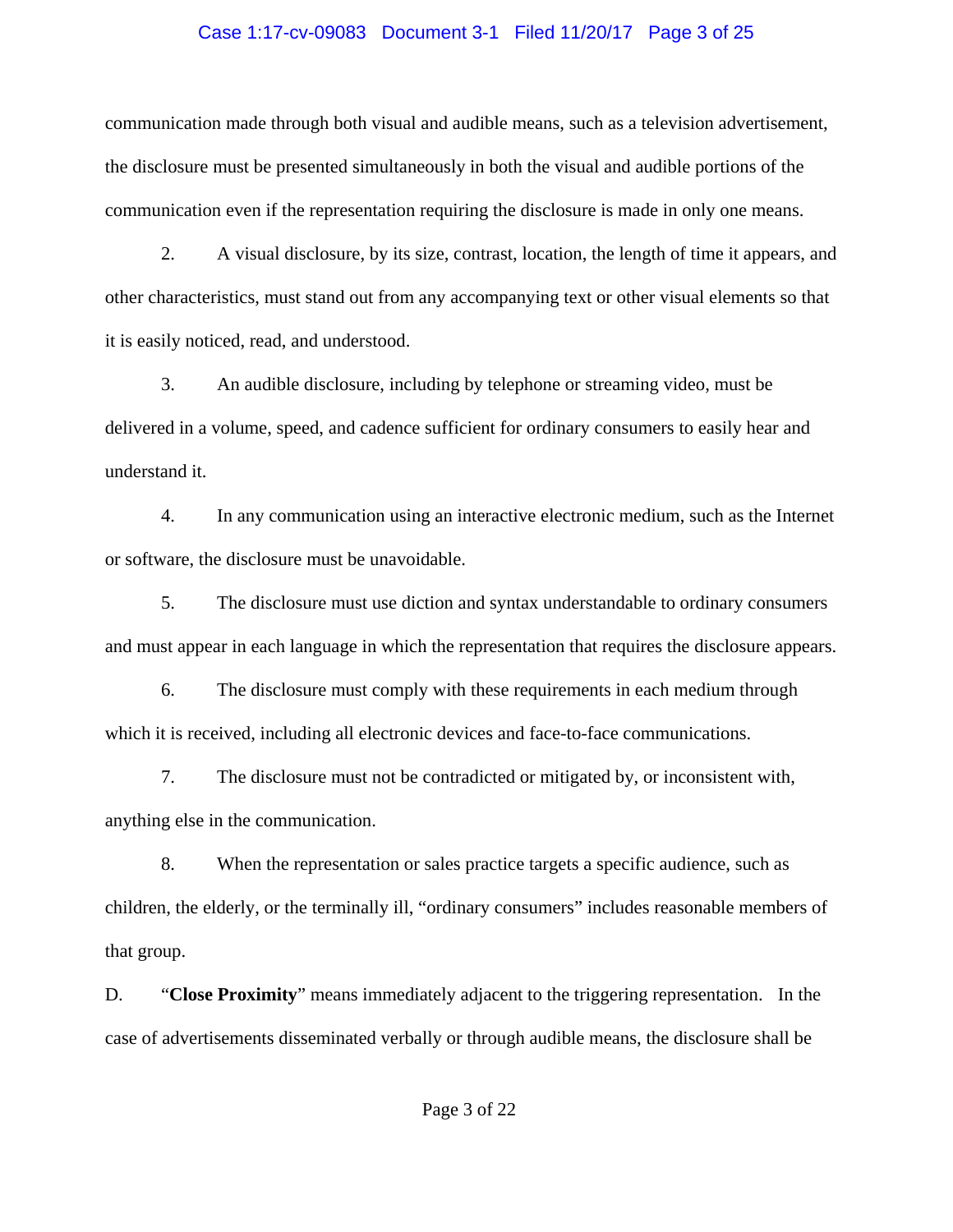communication made through both visual and audible means, such as a television advertisement, the disclosure must be presented simultaneously in both the visual and audible portions of the communication even if the representation requiring the disclosure is made in only one means.

2. A visual disclosure, by its size, contrast, location, the length of time it appears, and other characteristics, must stand out from any accompanying text or other visual elements so that it is easily noticed, read, and understood.

3. An audible disclosure, including by telephone or streaming video, must be delivered in a volume, speed, and cadence sufficient for ordinary consumers to easily hear and understand it.

4. In any communication using an interactive electronic medium, such as the Internet or software, the disclosure must be unavoidable.

5. The disclosure must use diction and syntax understandable to ordinary consumers and must appear in each language in which the representation that requires the disclosure appears.

6. The disclosure must comply with these requirements in each medium through which it is received, including all electronic devices and face-to-face communications.

7. The disclosure must not be contradicted or mitigated by, or inconsistent with, anything else in the communication.

8. When the representation or sales practice targets a specific audience, such as children, the elderly, or the terminally ill, "ordinary consumers" includes reasonable members of that group.

D. "**Close Proximity**" means immediately adjacent to the triggering representation. In the case of advertisements disseminated verbally or through audible means, the disclosure shall be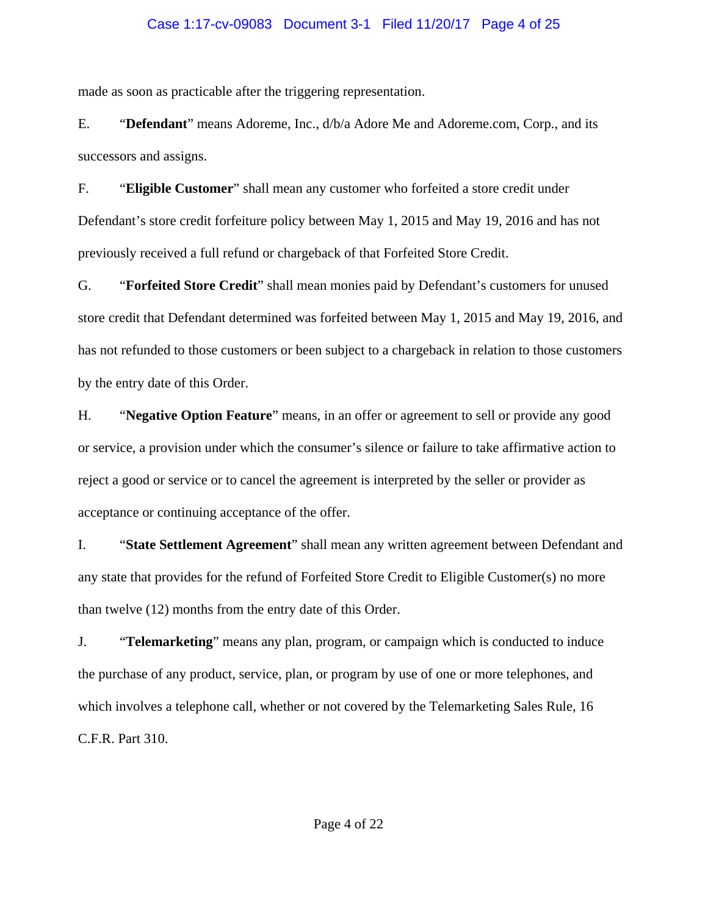made as soon as practicable after the triggering representation.

E. "**Defendant**" means Adoreme, Inc., d/b/a Adore Me and Adoreme.com, Corp., and its successors and assigns.

F. "**Eligible Customer**" shall mean any customer who forfeited a store credit under Defendant's store credit forfeiture policy between May 1, 2015 and May 19, 2016 and has not previously received a full refund or chargeback of that Forfeited Store Credit.

G. "**Forfeited Store Credit**" shall mean monies paid by Defendant's customers for unused store credit that Defendant determined was forfeited between May 1, 2015 and May 19, 2016, and has not refunded to those customers or been subject to a chargeback in relation to those customers by the entry date of this Order.

H. "**Negative Option Feature**" means, in an offer or agreement to sell or provide any good or service, a provision under which the consumer's silence or failure to take affirmative action to reject a good or service or to cancel the agreement is interpreted by the seller or provider as acceptance or continuing acceptance of the offer.

I. "**State Settlement Agreement**" shall mean any written agreement between Defendant and any state that provides for the refund of Forfeited Store Credit to Eligible Customer(s) no more than twelve (12) months from the entry date of this Order.

J. "**Telemarketing**" means any plan, program, or campaign which is conducted to induce the purchase of any product, service, plan, or program by use of one or more telephones, and which involves a telephone call, whether or not covered by the Telemarketing Sales Rule, 16 C.F.R. Part 310.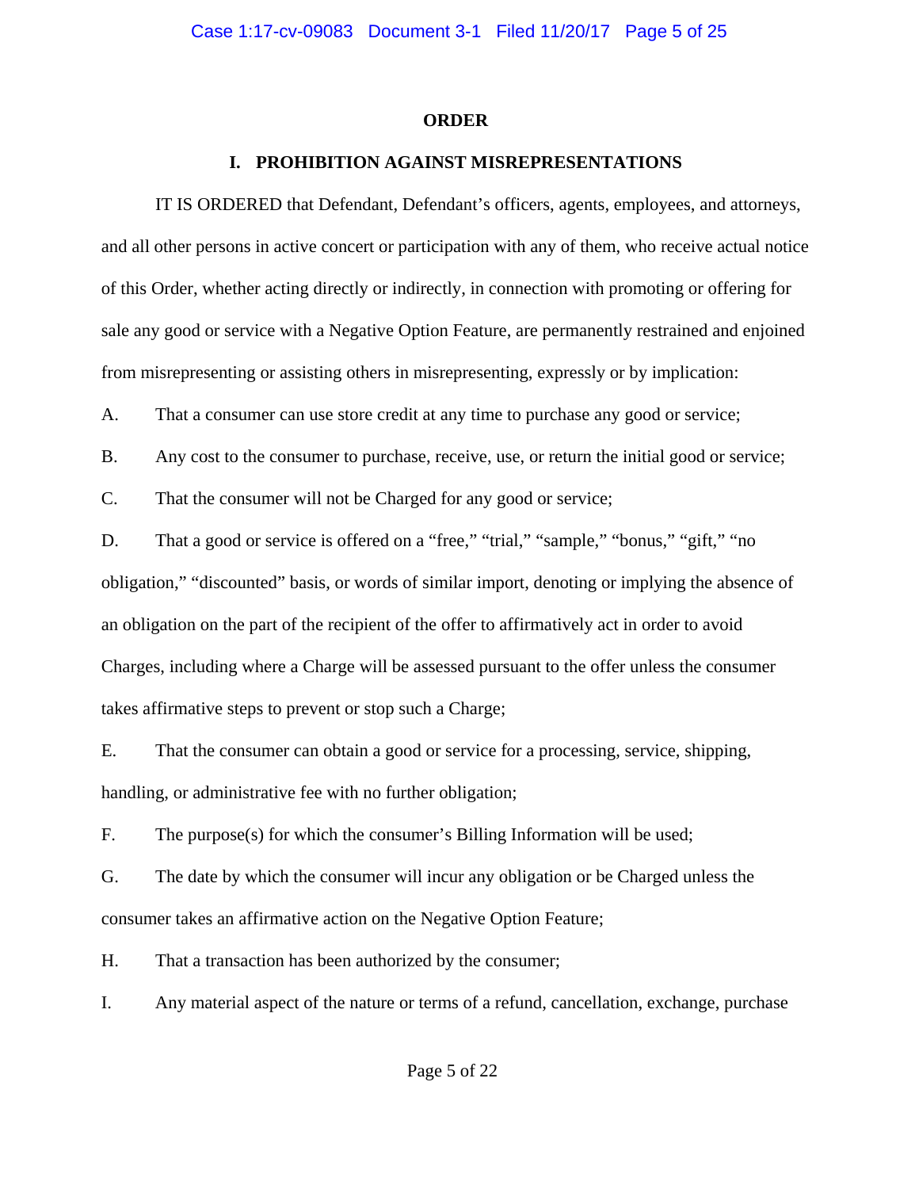## ORDER

### I. PROHIBITION AGAINST MISREPRESENTATIONS

IT IS ORDERED that Defendant, Defendant's officers, agents, employees, and attorneys, and all other persons in active concert or participation with any of them, who receive actual notice of this Order, whether acting directly or indirectly, in connection with promoting or offering for sale any good or service with a Negative Option Feature, are permanently restrained and enjoined from misrepresenting or assisting others in misrepresenting, expressly or by implication:

A. That a consumer can use store credit at any time to purchase any good or service;

B. Any cost to the consumer to purchase, receive, use, or return the initial good or service;

C. That the consumer will not be Charged for any good or service;

D. That a good or service is offered on a "free," "trial," "sample," "bonus," "gift," "no obligation," "discounted" basis, or words of similar import, denoting or implying the absence of an obligation on the part of the recipient of the offer to affirmatively act in order to avoid Charges, including where a Charge will be assessed pursuant to the offer unless the consumer takes affirmative steps to prevent or stop such a Charge;

E. That the consumer can obtain a good or service for a processing, service, shipping, handling, or administrative fee with no further obligation;

F. The purpose(s) for which the consumer's Billing Information will be used;

G. The date by which the consumer will incur any obligation or be Charged unless the consumer takes an affirmative action on the Negative Option Feature;

H. That a transaction has been authorized by the consumer;

I. Any material aspect of the nature or terms of a refund, cancellation, exchange, purchase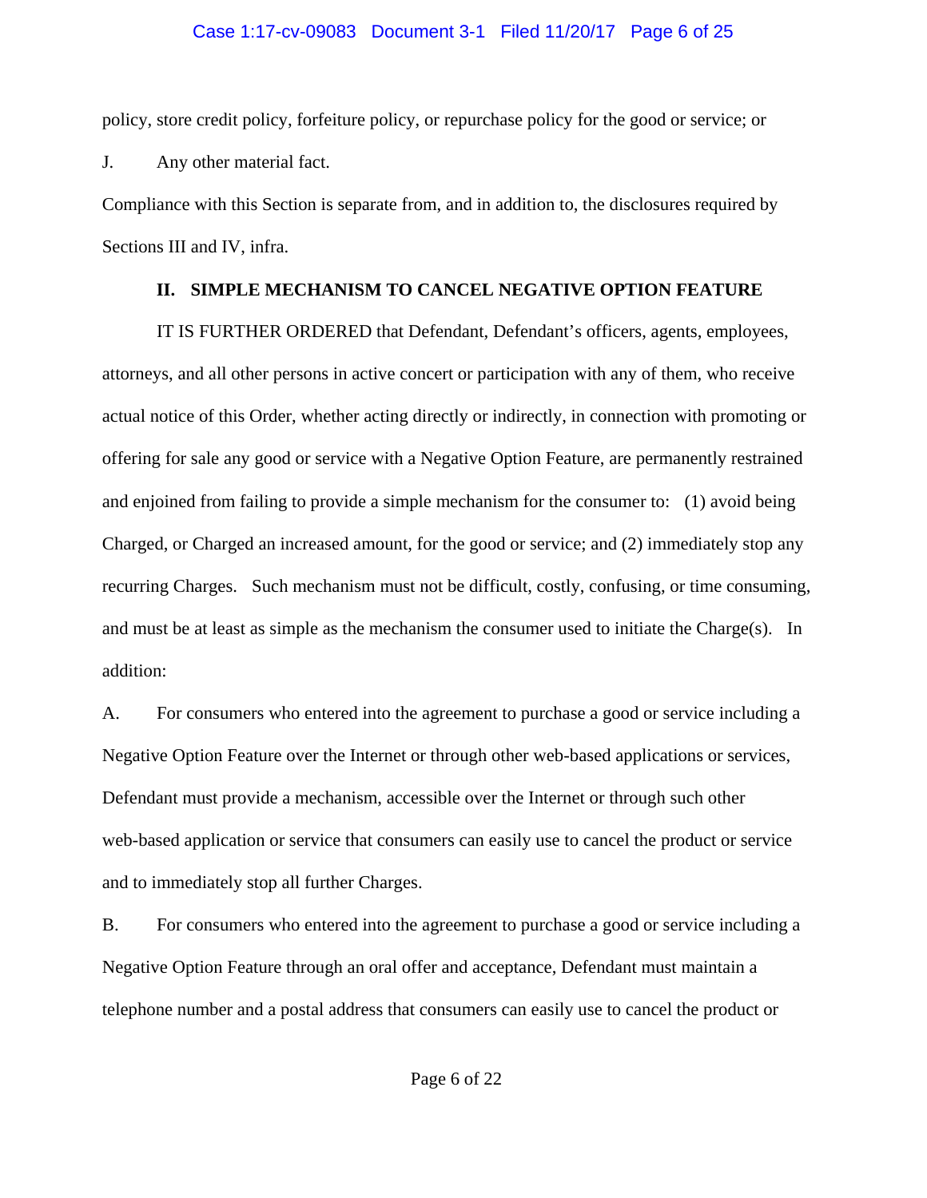policy, store credit policy, forfeiture policy, or repurchase policy for the good or service; or

J. Any other material fact.

Compliance with this Section is separate from, and in addition to, the disclosures required by Sections III and IV, infra.

## II. SIMPLE MECHANISM TO CANCEL NEGATIVE OPTION FEATURE

IT IS FURTHER ORDERED that Defendant, Defendant's officers, agents, employees, attorneys, and all other persons in active concert or participation with any of them, who receive actual notice of this Order, whether acting directly or indirectly, in connection with promoting or offering for sale any good or service with a Negative Option Feature, are permanently restrained and enjoined from failing to provide a simple mechanism for the consumer to: (1) avoid being Charged, or Charged an increased amount, for the good or service; and (2) immediately stop any recurring Charges. Such mechanism must not be difficult, costly, confusing, or time consuming, and must be at least as simple as the mechanism the consumer used to initiate the Charge(s). In addition:

A. For consumers who entered into the agreement to purchase a good or service including a Negative Option Feature over the Internet or through other web-based applications or services, Defendant must provide a mechanism, accessible over the Internet or through such other web-based application or service that consumers can easily use to cancel the product or service and to immediately stop all further Charges.

B. For consumers who entered into the agreement to purchase a good or service including a Negative Option Feature through an oral offer and acceptance, Defendant must maintain a telephone number and a postal address that consumers can easily use to cancel the product or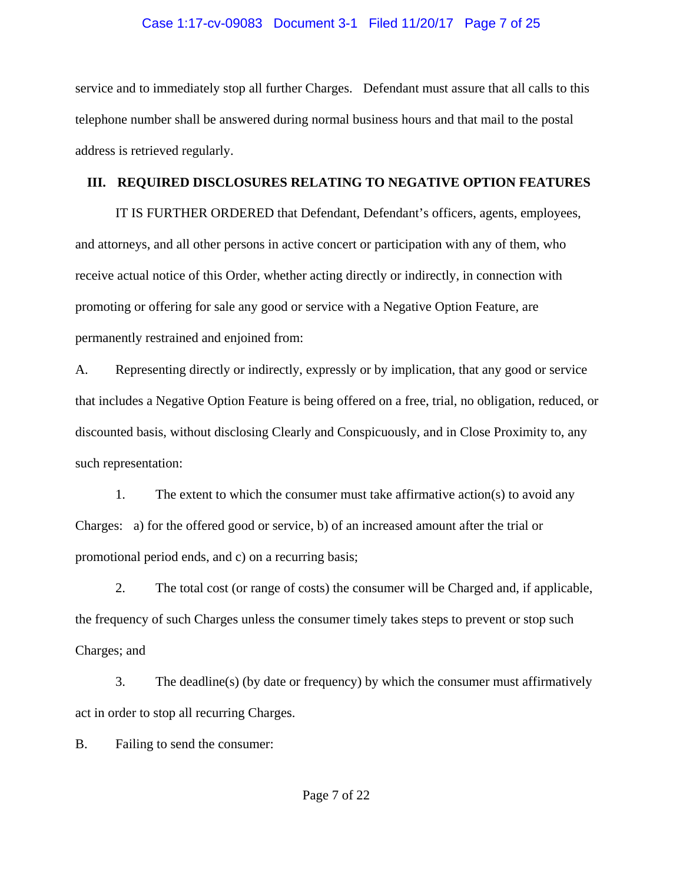service and to immediately stop all further Charges. Defendant must assure that all calls to this telephone number shall be answered during normal business hours and that mail to the postal address is retrieved regularly.

## III. REQUIRED DISCLOSURES RELATING TO NEGATIVE OPTION FEATURES

IT IS FURTHER ORDERED that Defendant, Defendant's officers, agents, employees, and attorneys, and all other persons in active concert or participation with any of them, who receive actual notice of this Order, whether acting directly or indirectly, in connection with promoting or offering for sale any good or service with a Negative Option Feature, are permanently restrained and enjoined from:

A. Representing directly or indirectly, expressly or by implication, that any good or service that includes a Negative Option Feature is being offered on a free, trial, no obligation, reduced, or discounted basis, without disclosing Clearly and Conspicuously, and in Close Proximity to, any such representation:

1. The extent to which the consumer must take affirmative action(s) to avoid any Charges: a) for the offered good or service, b) of an increased amount after the trial or promotional period ends, and c) on a recurring basis;

2. The total cost (or range of costs) the consumer will be Charged and, if applicable, the frequency of such Charges unless the consumer timely takes steps to prevent or stop such Charges; and

3. The deadline(s) (by date or frequency) by which the consumer must affirmatively act in order to stop all recurring Charges.

B. Failing to send the consumer: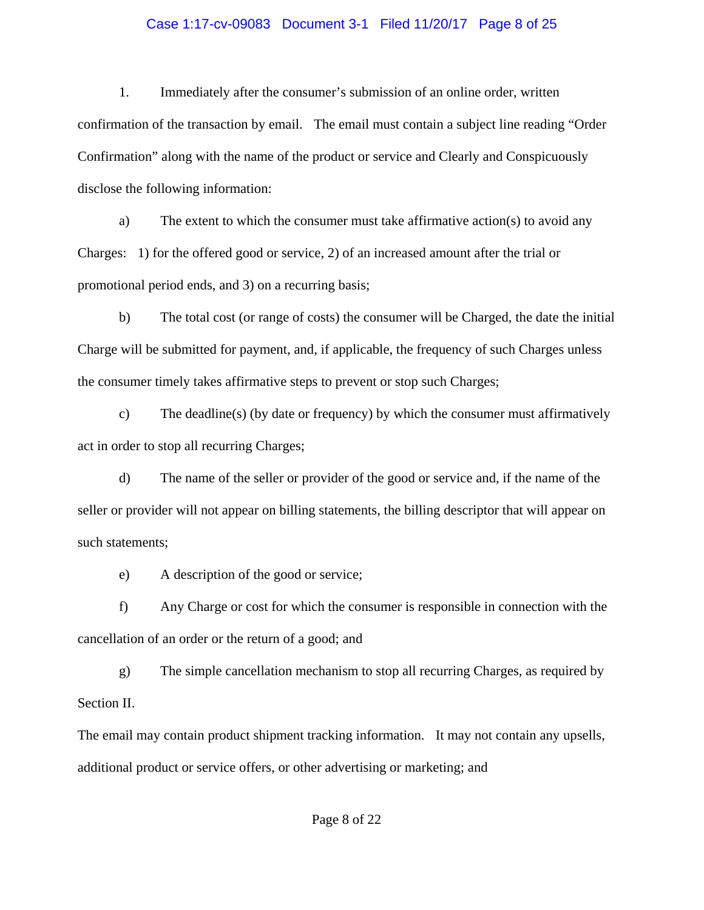1. Immediately after the consumer's submission of an online order, written confirmation of the transaction by email. The email must contain a subject line reading "Order Confirmation" along with the name of the product or service and Clearly and Conspicuously disclose the following information:

a) The extent to which the consumer must take affirmative action(s) to avoid any Charges: 1) for the offered good or service, 2) of an increased amount after the trial or promotional period ends, and 3) on a recurring basis;

b) The total cost (or range of costs) the consumer will be Charged, the date the initial Charge will be submitted for payment, and, if applicable, the frequency of such Charges unless the consumer timely takes affirmative steps to prevent or stop such Charges;

c) The deadline(s) (by date or frequency) by which the consumer must affirmatively act in order to stop all recurring Charges;

d) The name of the seller or provider of the good or service and, if the name of the seller or provider will not appear on billing statements, the billing descriptor that will appear on such statements;

e) A description of the good or service;

f) Any Charge or cost for which the consumer is responsible in connection with the cancellation of an order or the return of a good; and

g) The simple cancellation mechanism to stop all recurring Charges, as required by Section II.

The email may contain product shipment tracking information. It may not contain any upsells, additional product or service offers, or other advertising or marketing; and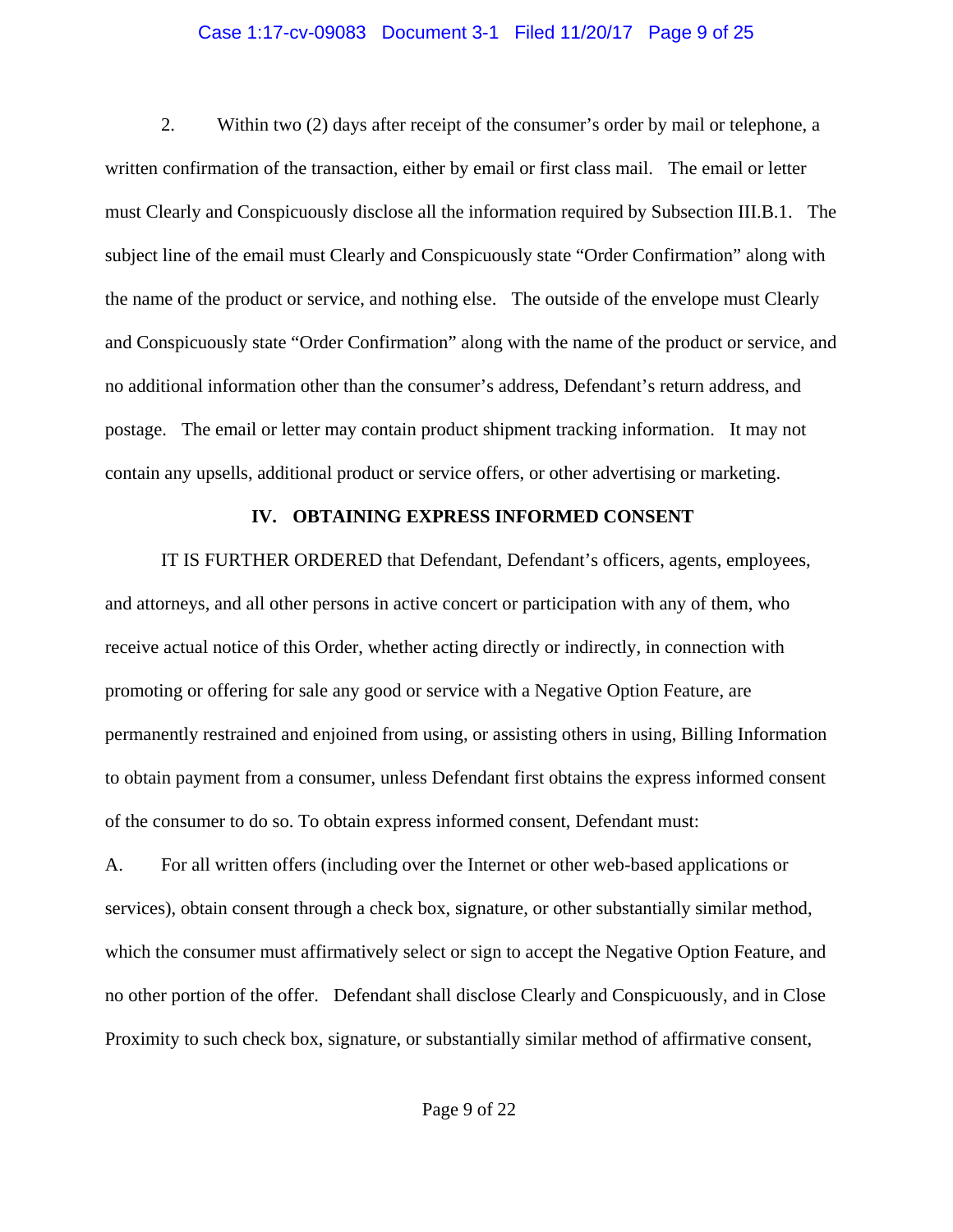2. Within two (2) days after receipt of the consumer's order by mail or telephone, a written confirmation of the transaction, either by email or first class mail. The email or letter must Clearly and Conspicuously disclose all the information required by Subsection III.B.1. The subject line of the email must Clearly and Conspicuously state "Order Confirmation" along with the name of the product or service, and nothing else. The outside of the envelope must Clearly and Conspicuously state "Order Confirmation" along with the name of the product or service, and no additional information other than the consumer's address, Defendant's return address, and postage. The email or letter may contain product shipment tracking information. It may not contain any upsells, additional product or service offers, or other advertising or marketing.

## IV. OBTAINING EXPRESS INFORMED CONSENT

IT IS FURTHER ORDERED that Defendant, Defendant's officers, agents, employees, and attorneys, and all other persons in active concert or participation with any of them, who receive actual notice of this Order, whether acting directly or indirectly, in connection with promoting or offering for sale any good or service with a Negative Option Feature, are permanently restrained and enjoined from using, or assisting others in using, Billing Information to obtain payment from a consumer, unless Defendant first obtains the express informed consent of the consumer to do so. To obtain express informed consent, Defendant must:

A. For all written offers (including over the Internet or other web-based applications or services), obtain consent through a check box, signature, or other substantially similar method, which the consumer must affirmatively select or sign to accept the Negative Option Feature, and no other portion of the offer. Defendant shall disclose Clearly and Conspicuously, and in Close Proximity to such check box, signature, or substantially similar method of affirmative consent,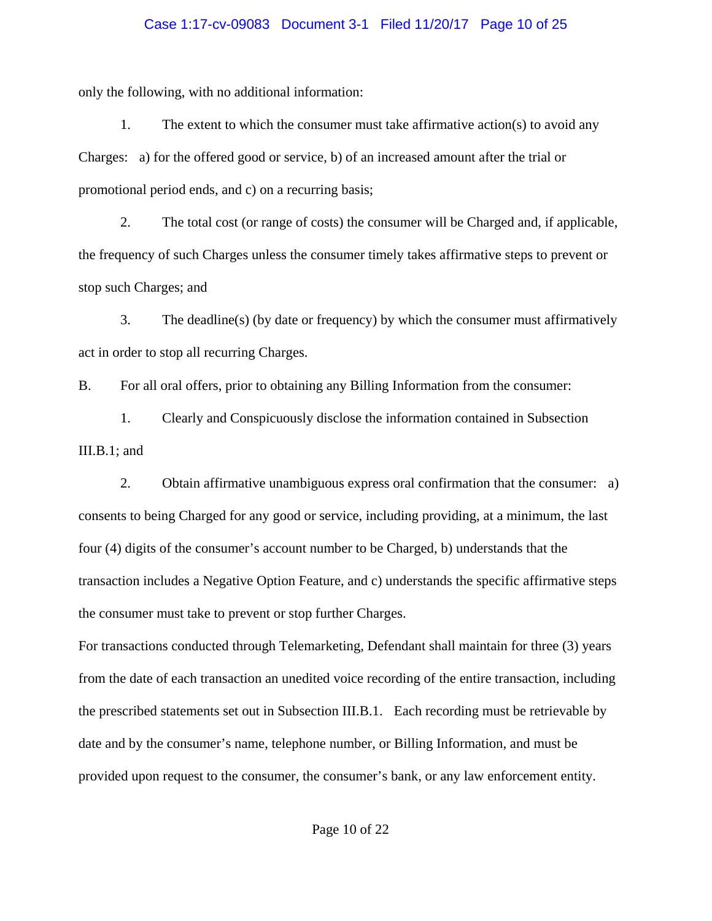only the following, with no additional information:

1. The extent to which the consumer must take affirmative action(s) to avoid any Charges: a) for the offered good or service, b) of an increased amount after the trial or promotional period ends, and c) on a recurring basis;

2. The total cost (or range of costs) the consumer will be Charged and, if applicable, the frequency of such Charges unless the consumer timely takes affirmative steps to prevent or stop such Charges; and

3. The deadline(s) (by date or frequency) by which the consumer must affirmatively act in order to stop all recurring Charges.

B. For all oral offers, prior to obtaining any Billing Information from the consumer:

1. Clearly and Conspicuously disclose the information contained in Subsection III.B.1; and

2. Obtain affirmative unambiguous express oral confirmation that the consumer: a) consents to being Charged for any good or service, including providing, at a minimum, the last four (4) digits of the consumer's account number to be Charged, b) understands that the transaction includes a Negative Option Feature, and c) understands the specific affirmative steps the consumer must take to prevent or stop further Charges.

For transactions conducted through Telemarketing, Defendant shall maintain for three (3) years from the date of each transaction an unedited voice recording of the entire transaction, including the prescribed statements set out in Subsection III.B.1. Each recording must be retrievable by date and by the consumer's name, telephone number, or Billing Information, and must be provided upon request to the consumer, the consumer's bank, or any law enforcement entity.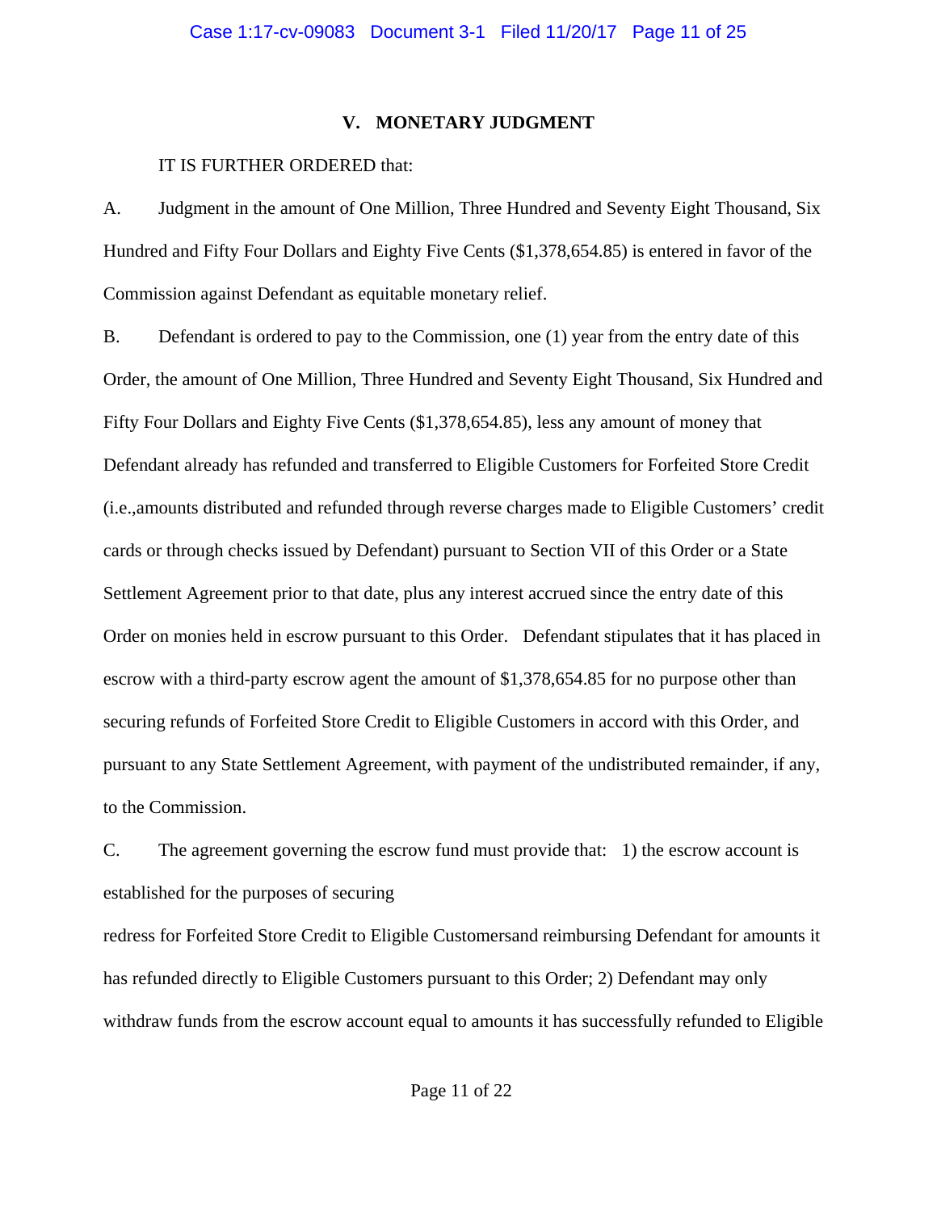## V. MONETARY JUDGMENT

IT IS FURTHER ORDERED that:

A. Judgment in the amount of One Million, Three Hundred and Seventy Eight Thousand, Six Hundred and Fifty Four Dollars and Eighty Five Cents ($1,378,654.85) is entered in favor of the Commission against Defendant as equitable monetary relief.

B. Defendant is ordered to pay to the Commission, one (1) year from the entry date of this Order, the amount of One Million, Three Hundred and Seventy Eight Thousand, Six Hundred and Fifty Four Dollars and Eighty Five Cents ($1,378,654.85), less any amount of money that Defendant already has refunded and transferred to Eligible Customers for Forfeited Store Credit (i.e.,amounts distributed and refunded through reverse charges made to Eligible Customers' credit cards or through checks issued by Defendant) pursuant to Section VII of this Order or a State Settlement Agreement prior to that date, plus any interest accrued since the entry date of this Order on monies held in escrow pursuant to this Order. Defendant stipulates that it has placed in escrow with a third-party escrow agent the amount of $1,378,654.85 for no purpose other than securing refunds of Forfeited Store Credit to Eligible Customers in accord with this Order, and pursuant to any State Settlement Agreement, with payment of the undistributed remainder, if any, to the Commission.

C. The agreement governing the escrow fund must provide that: 1) the escrow account is established for the purposes of securing redress for Forfeited Store Credit to Eligible Customersand reimbursing Defendant for amounts it has refunded directly to Eligible Customers pursuant to this Order; 2) Defendant may only withdraw funds from the escrow account equal to amounts it has successfully refunded to Eligible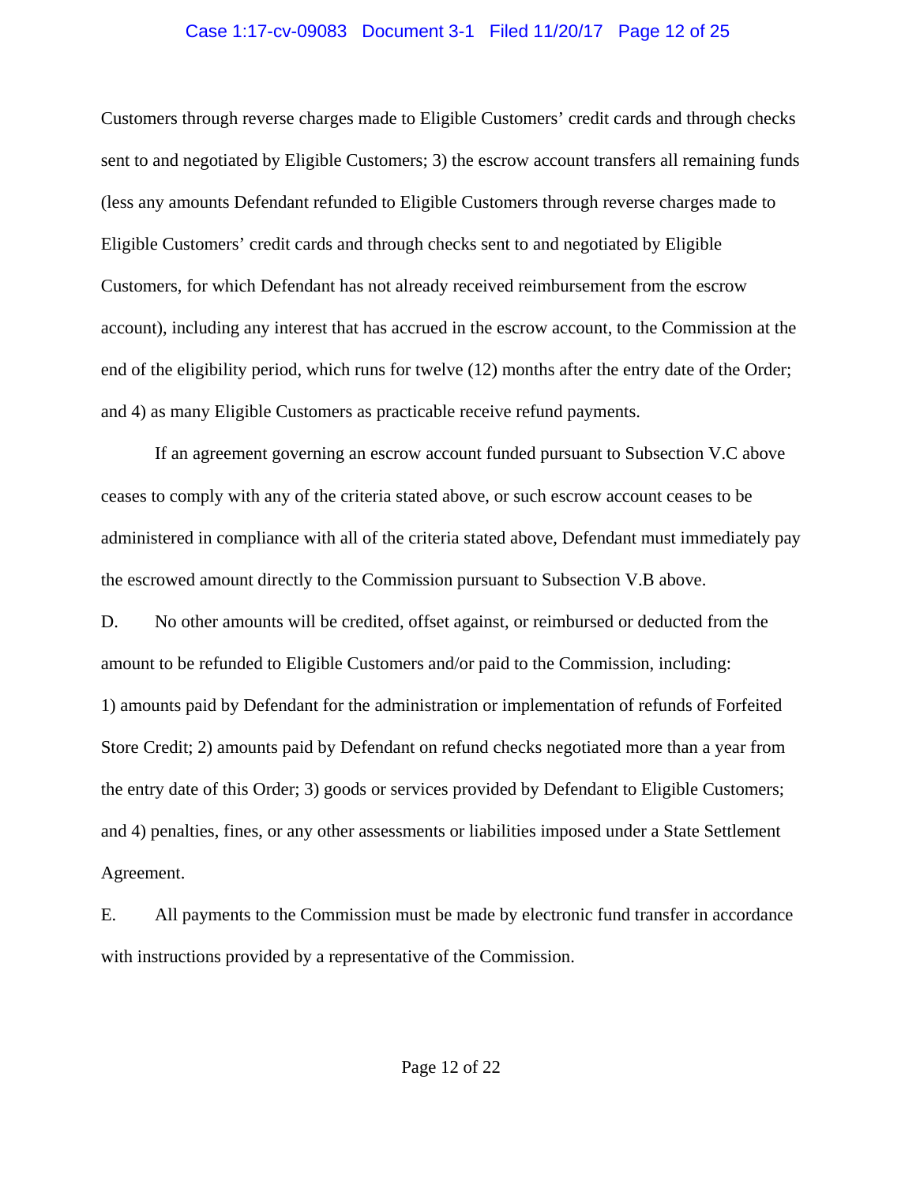Customers through reverse charges made to Eligible Customers' credit cards and through checks sent to and negotiated by Eligible Customers; 3) the escrow account transfers all remaining funds (less any amounts Defendant refunded to Eligible Customers through reverse charges made to Eligible Customers' credit cards and through checks sent to and negotiated by Eligible Customers, for which Defendant has not already received reimbursement from the escrow account), including any interest that has accrued in the escrow account, to the Commission at the end of the eligibility period, which runs for twelve (12) months after the entry date of the Order; and 4) as many Eligible Customers as practicable receive refund payments.

If an agreement governing an escrow account funded pursuant to Subsection V.C above ceases to comply with any of the criteria stated above, or such escrow account ceases to be administered in compliance with all of the criteria stated above, Defendant must immediately pay the escrowed amount directly to the Commission pursuant to Subsection V.B above.

D. No other amounts will be credited, offset against, or reimbursed or deducted from the amount to be refunded to Eligible Customers and/or paid to the Commission, including: 1) amounts paid by Defendant for the administration or implementation of refunds of Forfeited Store Credit; 2) amounts paid by Defendant on refund checks negotiated more than a year from the entry date of this Order; 3) goods or services provided by Defendant to Eligible Customers; and 4) penalties, fines, or any other assessments or liabilities imposed under a State Settlement Agreement.

E. All payments to the Commission must be made by electronic fund transfer in accordance with instructions provided by a representative of the Commission.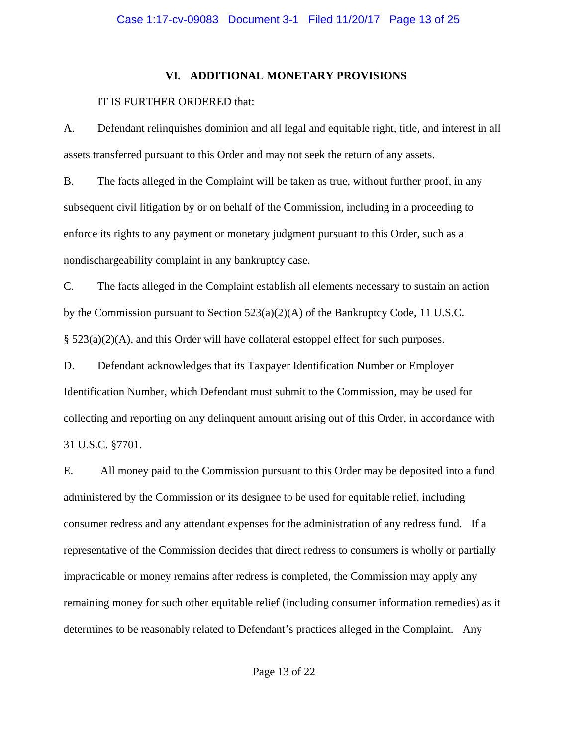## VI. ADDITIONAL MONETARY PROVISIONS

IT IS FURTHER ORDERED that:

A. Defendant relinquishes dominion and all legal and equitable right, title, and interest in all assets transferred pursuant to this Order and may not seek the return of any assets.

B. The facts alleged in the Complaint will be taken as true, without further proof, in any subsequent civil litigation by or on behalf of the Commission, including in a proceeding to enforce its rights to any payment or monetary judgment pursuant to this Order, such as a nondischargeability complaint in any bankruptcy case.

C. The facts alleged in the Complaint establish all elements necessary to sustain an action by the Commission pursuant to Section 523(a)(2)(A) of the Bankruptcy Code, 11 U.S.C. § 523(a)(2)(A), and this Order will have collateral estoppel effect for such purposes.

D. Defendant acknowledges that its Taxpayer Identification Number or Employer Identification Number, which Defendant must submit to the Commission, may be used for collecting and reporting on any delinquent amount arising out of this Order, in accordance with 31 U.S.C. §7701.

E. All money paid to the Commission pursuant to this Order may be deposited into a fund administered by the Commission or its designee to be used for equitable relief, including consumer redress and any attendant expenses for the administration of any redress fund. If a representative of the Commission decides that direct redress to consumers is wholly or partially impracticable or money remains after redress is completed, the Commission may apply any remaining money for such other equitable relief (including consumer information remedies) as it determines to be reasonably related to Defendant's practices alleged in the Complaint. Any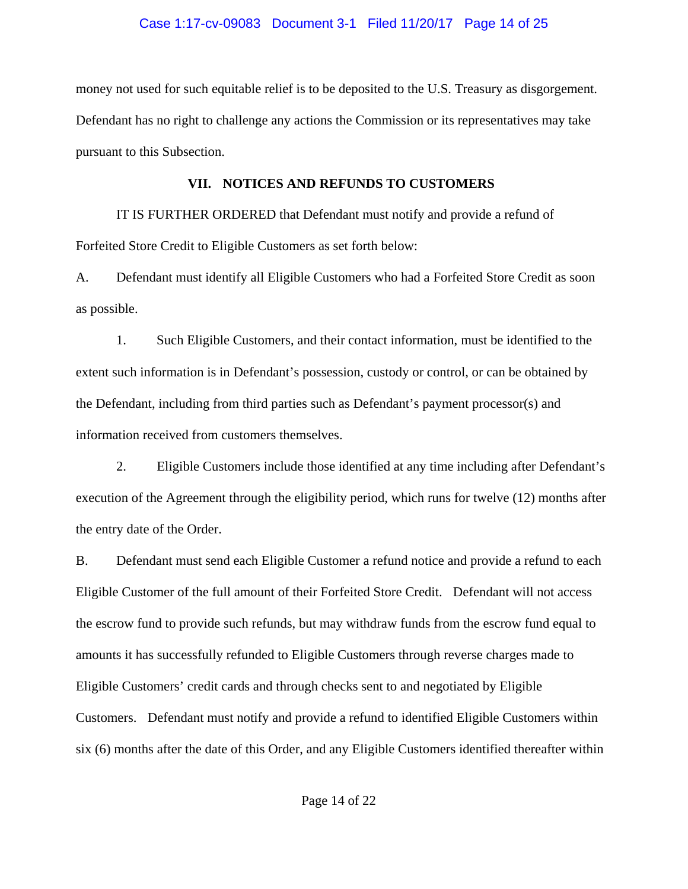money not used for such equitable relief is to be deposited to the U.S. Treasury as disgorgement. Defendant has no right to challenge any actions the Commission or its representatives may take pursuant to this Subsection.

## VII. NOTICES AND REFUNDS TO CUSTOMERS

IT IS FURTHER ORDERED that Defendant must notify and provide a refund of Forfeited Store Credit to Eligible Customers as set forth below:

A. Defendant must identify all Eligible Customers who had a Forfeited Store Credit as soon as possible.

1. Such Eligible Customers, and their contact information, must be identified to the extent such information is in Defendant's possession, custody or control, or can be obtained by the Defendant, including from third parties such as Defendant's payment processor(s) and information received from customers themselves.

2. Eligible Customers include those identified at any time including after Defendant's execution of the Agreement through the eligibility period, which runs for twelve (12) months after the entry date of the Order.

B. Defendant must send each Eligible Customer a refund notice and provide a refund to each Eligible Customer of the full amount of their Forfeited Store Credit. Defendant will not access the escrow fund to provide such refunds, but may withdraw funds from the escrow fund equal to amounts it has successfully refunded to Eligible Customers through reverse charges made to Eligible Customers' credit cards and through checks sent to and negotiated by Eligible Customers. Defendant must notify and provide a refund to identified Eligible Customers within six (6) months after the date of this Order, and any Eligible Customers identified thereafter within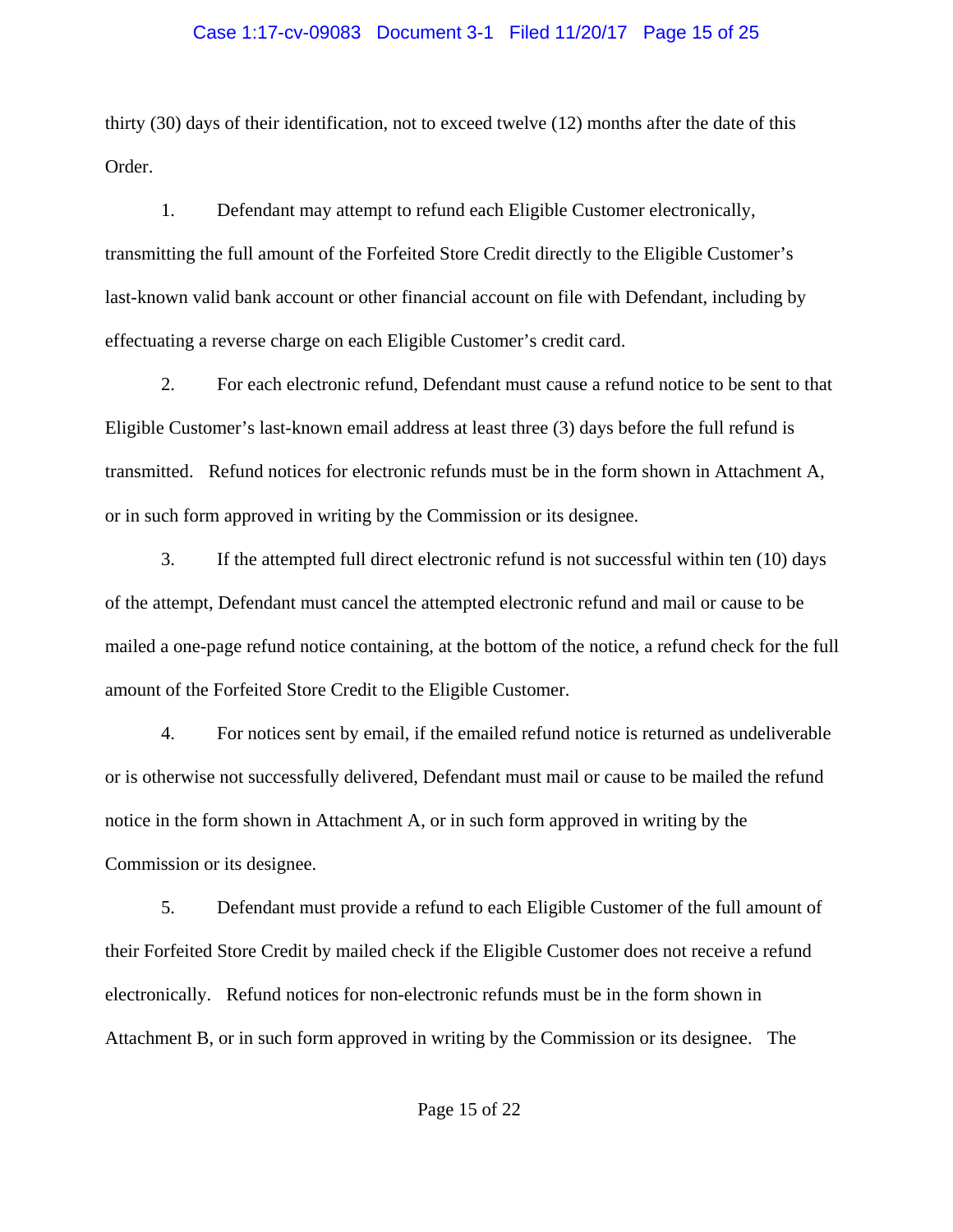thirty (30) days of their identification, not to exceed twelve (12) months after the date of this Order.

1. Defendant may attempt to refund each Eligible Customer electronically, transmitting the full amount of the Forfeited Store Credit directly to the Eligible Customer's last-known valid bank account or other financial account on file with Defendant, including by effectuating a reverse charge on each Eligible Customer's credit card.

2. For each electronic refund, Defendant must cause a refund notice to be sent to that Eligible Customer's last-known email address at least three (3) days before the full refund is transmitted. Refund notices for electronic refunds must be in the form shown in Attachment A, or in such form approved in writing by the Commission or its designee.

3. If the attempted full direct electronic refund is not successful within ten (10) days of the attempt, Defendant must cancel the attempted electronic refund and mail or cause to be mailed a one-page refund notice containing, at the bottom of the notice, a refund check for the full amount of the Forfeited Store Credit to the Eligible Customer.

4. For notices sent by email, if the emailed refund notice is returned as undeliverable or is otherwise not successfully delivered, Defendant must mail or cause to be mailed the refund notice in the form shown in Attachment A, or in such form approved in writing by the Commission or its designee.

5. Defendant must provide a refund to each Eligible Customer of the full amount of their Forfeited Store Credit by mailed check if the Eligible Customer does not receive a refund electronically. Refund notices for non-electronic refunds must be in the form shown in Attachment B, or in such form approved in writing by the Commission or its designee. The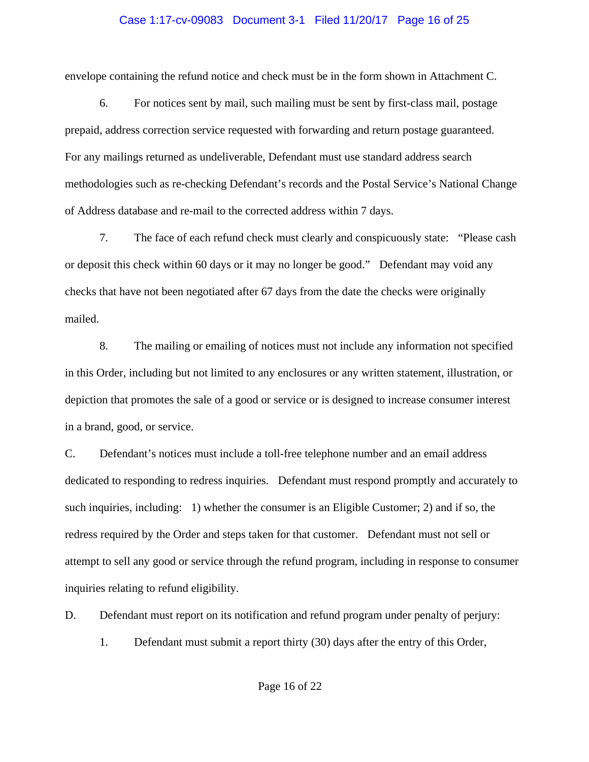envelope containing the refund notice and check must be in the form shown in Attachment C.

6. For notices sent by mail, such mailing must be sent by first-class mail, postage prepaid, address correction service requested with forwarding and return postage guaranteed. For any mailings returned as undeliverable, Defendant must use standard address search methodologies such as re-checking Defendant's records and the Postal Service's National Change of Address database and re-mail to the corrected address within 7 days.

7. The face of each refund check must clearly and conspicuously state: "Please cash or deposit this check within 60 days or it may no longer be good." Defendant may void any checks that have not been negotiated after 67 days from the date the checks were originally mailed.

8. The mailing or emailing of notices must not include any information not specified in this Order, including but not limited to any enclosures or any written statement, illustration, or depiction that promotes the sale of a good or service or is designed to increase consumer interest in a brand, good, or service.

C. Defendant's notices must include a toll-free telephone number and an email address dedicated to responding to redress inquiries. Defendant must respond promptly and accurately to such inquiries, including: 1) whether the consumer is an Eligible Customer; 2) and if so, the redress required by the Order and steps taken for that customer. Defendant must not sell or attempt to sell any good or service through the refund program, including in response to consumer inquiries relating to refund eligibility.

D. Defendant must report on its notification and refund program under penalty of perjury:

1. Defendant must submit a report thirty (30) days after the entry of this Order,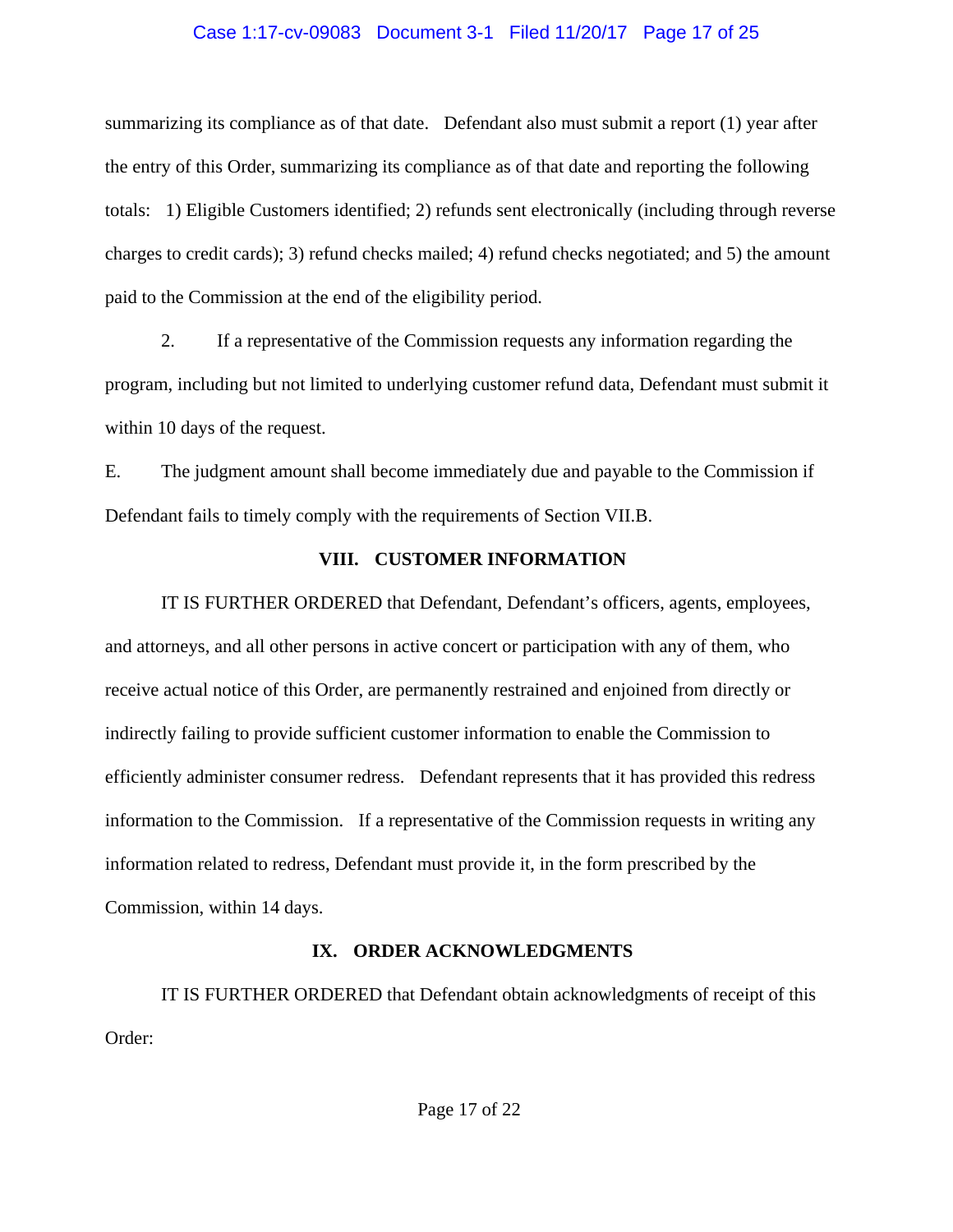summarizing its compliance as of that date. Defendant also must submit a report (1) year after the entry of this Order, summarizing its compliance as of that date and reporting the following totals: 1) Eligible Customers identified; 2) refunds sent electronically (including through reverse charges to credit cards); 3) refund checks mailed; 4) refund checks negotiated; and 5) the amount paid to the Commission at the end of the eligibility period.

2. If a representative of the Commission requests any information regarding the program, including but not limited to underlying customer refund data, Defendant must submit it within 10 days of the request.

E. The judgment amount shall become immediately due and payable to the Commission if Defendant fails to timely comply with the requirements of Section VII.B.

## VIII. CUSTOMER INFORMATION

IT IS FURTHER ORDERED that Defendant, Defendant's officers, agents, employees, and attorneys, and all other persons in active concert or participation with any of them, who receive actual notice of this Order, are permanently restrained and enjoined from directly or indirectly failing to provide sufficient customer information to enable the Commission to efficiently administer consumer redress. Defendant represents that it has provided this redress information to the Commission. If a representative of the Commission requests in writing any information related to redress, Defendant must provide it, in the form prescribed by the Commission, within 14 days.

## IX. ORDER ACKNOWLEDGMENTS

IT IS FURTHER ORDERED that Defendant obtain acknowledgments of receipt of this Order: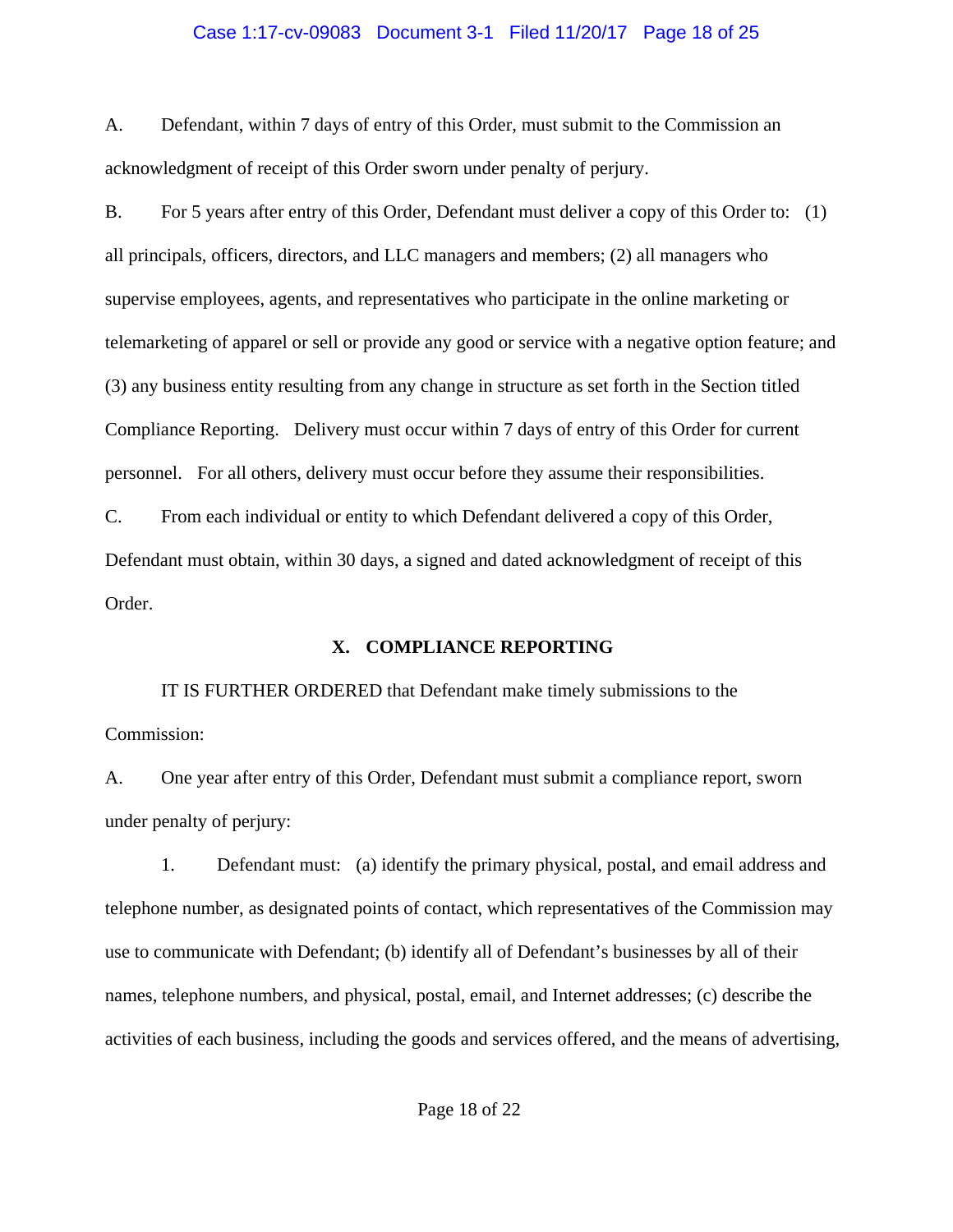A. Defendant, within 7 days of entry of this Order, must submit to the Commission an acknowledgment of receipt of this Order sworn under penalty of perjury.

B. For 5 years after entry of this Order, Defendant must deliver a copy of this Order to: (1) all principals, officers, directors, and LLC managers and members; (2) all managers who supervise employees, agents, and representatives who participate in the online marketing or telemarketing of apparel or sell or provide any good or service with a negative option feature; and (3) any business entity resulting from any change in structure as set forth in the Section titled Compliance Reporting. Delivery must occur within 7 days of entry of this Order for current personnel. For all others, delivery must occur before they assume their responsibilities.

C. From each individual or entity to which Defendant delivered a copy of this Order, Defendant must obtain, within 30 days, a signed and dated acknowledgment of receipt of this Order.

## X. COMPLIANCE REPORTING

IT IS FURTHER ORDERED that Defendant make timely submissions to the Commission:

A. One year after entry of this Order, Defendant must submit a compliance report, sworn under penalty of perjury:

1. Defendant must: (a) identify the primary physical, postal, and email address and telephone number, as designated points of contact, which representatives of the Commission may use to communicate with Defendant; (b) identify all of Defendant's businesses by all of their names, telephone numbers, and physical, postal, email, and Internet addresses; (c) describe the activities of each business, including the goods and services offered, and the means of advertising,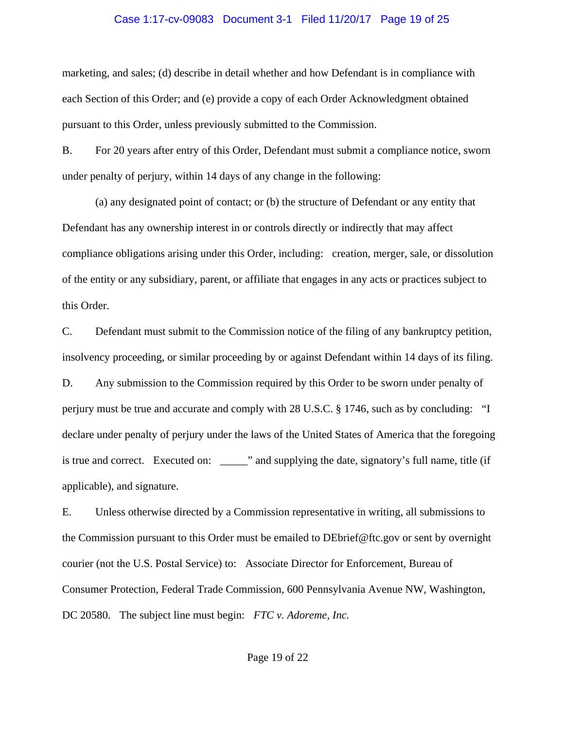marketing, and sales; (d) describe in detail whether and how Defendant is in compliance with each Section of this Order; and (e) provide a copy of each Order Acknowledgment obtained pursuant to this Order, unless previously submitted to the Commission.

B. For 20 years after entry of this Order, Defendant must submit a compliance notice, sworn under penalty of perjury, within 14 days of any change in the following:

(a) any designated point of contact; or (b) the structure of Defendant or any entity that Defendant has any ownership interest in or controls directly or indirectly that may affect compliance obligations arising under this Order, including: creation, merger, sale, or dissolution of the entity or any subsidiary, parent, or affiliate that engages in any acts or practices subject to this Order.

C. Defendant must submit to the Commission notice of the filing of any bankruptcy petition, insolvency proceeding, or similar proceeding by or against Defendant within 14 days of its filing.

D. Any submission to the Commission required by this Order to be sworn under penalty of perjury must be true and accurate and comply with 28 U.S.C. § 1746, such as by concluding: "I declare under penalty of perjury under the laws of the United States of America that the foregoing is true and correct. Executed on: _____" and supplying the date, signatory's full name, title (if applicable), and signature.

E. Unless otherwise directed by a Commission representative in writing, all submissions to the Commission pursuant to this Order must be emailed to DEbrief@ftc.gov or sent by overnight courier (not the U.S. Postal Service) to: Associate Director for Enforcement, Bureau of Consumer Protection, Federal Trade Commission, 600 Pennsylvania Avenue NW, Washington, DC 20580. The subject line must begin: *FTC v. Adoreme, Inc.*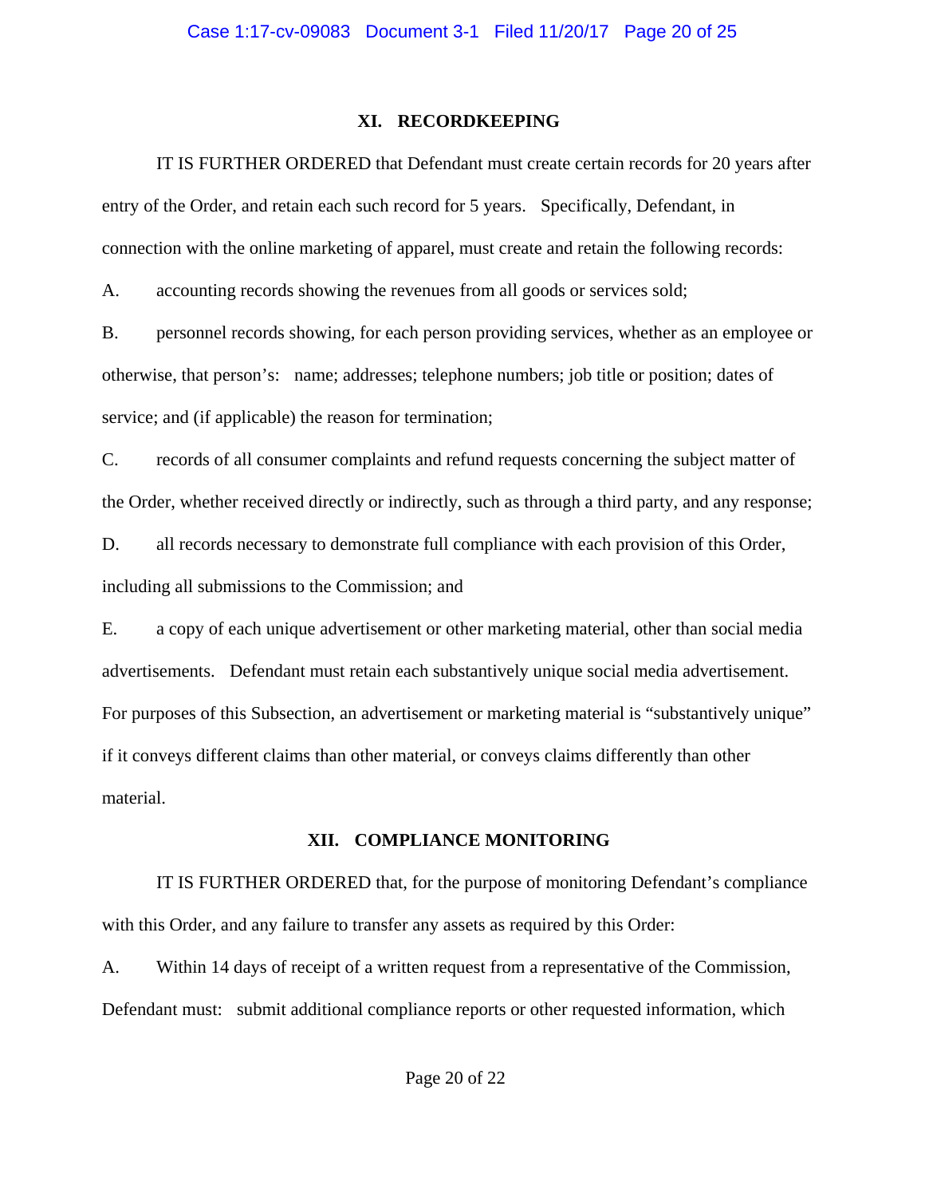## XI. RECORDKEEPING

IT IS FURTHER ORDERED that Defendant must create certain records for 20 years after entry of the Order, and retain each such record for 5 years. Specifically, Defendant, in connection with the online marketing of apparel, must create and retain the following records:

A. accounting records showing the revenues from all goods or services sold;

B. personnel records showing, for each person providing services, whether as an employee or otherwise, that person's: name; addresses; telephone numbers; job title or position; dates of service; and (if applicable) the reason for termination;

C. records of all consumer complaints and refund requests concerning the subject matter of the Order, whether received directly or indirectly, such as through a third party, and any response;

D. all records necessary to demonstrate full compliance with each provision of this Order, including all submissions to the Commission; and

E. a copy of each unique advertisement or other marketing material, other than social media advertisements. Defendant must retain each substantively unique social media advertisement. For purposes of this Subsection, an advertisement or marketing material is "substantively unique" if it conveys different claims than other material, or conveys claims differently than other material.

## XII. COMPLIANCE MONITORING

IT IS FURTHER ORDERED that, for the purpose of monitoring Defendant's compliance with this Order, and any failure to transfer any assets as required by this Order:

A. Within 14 days of receipt of a written request from a representative of the Commission, Defendant must: submit additional compliance reports or other requested information, which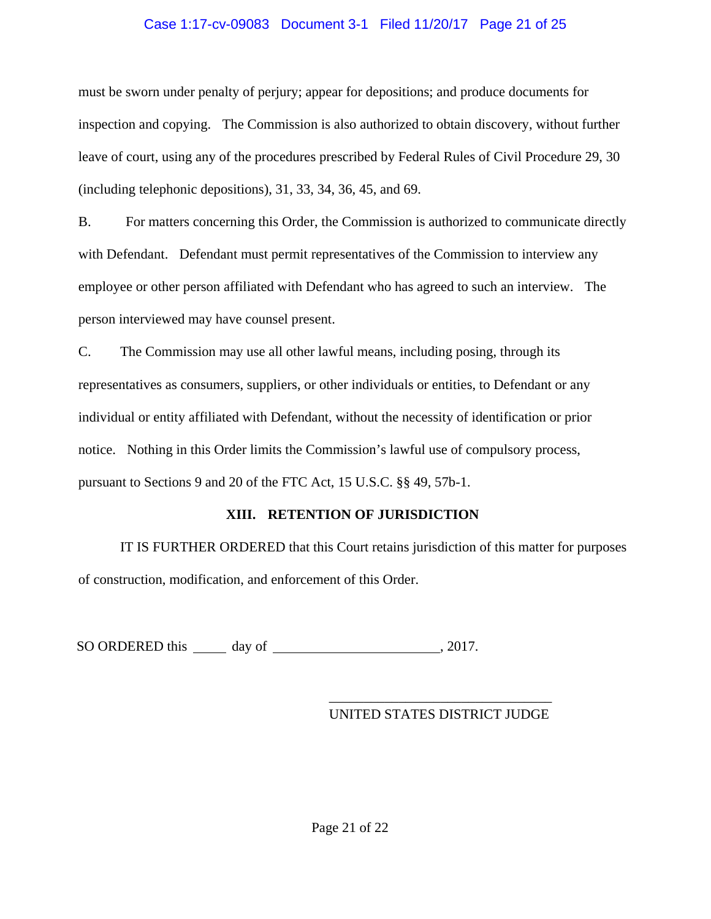must be sworn under penalty of perjury; appear for depositions; and produce documents for inspection and copying. The Commission is also authorized to obtain discovery, without further leave of court, using any of the procedures prescribed by Federal Rules of Civil Procedure 29, 30 (including telephonic depositions), 31, 33, 34, 36, 45, and 69.

B. For matters concerning this Order, the Commission is authorized to communicate directly with Defendant. Defendant must permit representatives of the Commission to interview any employee or other person affiliated with Defendant who has agreed to such an interview. The person interviewed may have counsel present.

C. The Commission may use all other lawful means, including posing, through its representatives as consumers, suppliers, or other individuals or entities, to Defendant or any individual or entity affiliated with Defendant, without the necessity of identification or prior notice. Nothing in this Order limits the Commission's lawful use of compulsory process, pursuant to Sections 9 and 20 of the FTC Act, 15 U.S.C. §§ 49, 57b-1.

## XIII. RETENTION OF JURISDICTION

IT IS FURTHER ORDERED that this Court retains jurisdiction of this matter for purposes of construction, modification, and enforcement of this Order.

SO ORDERED this _____ day of ________________________, 2017.

_________________________________
UNITED STATES DISTRICT JUDGE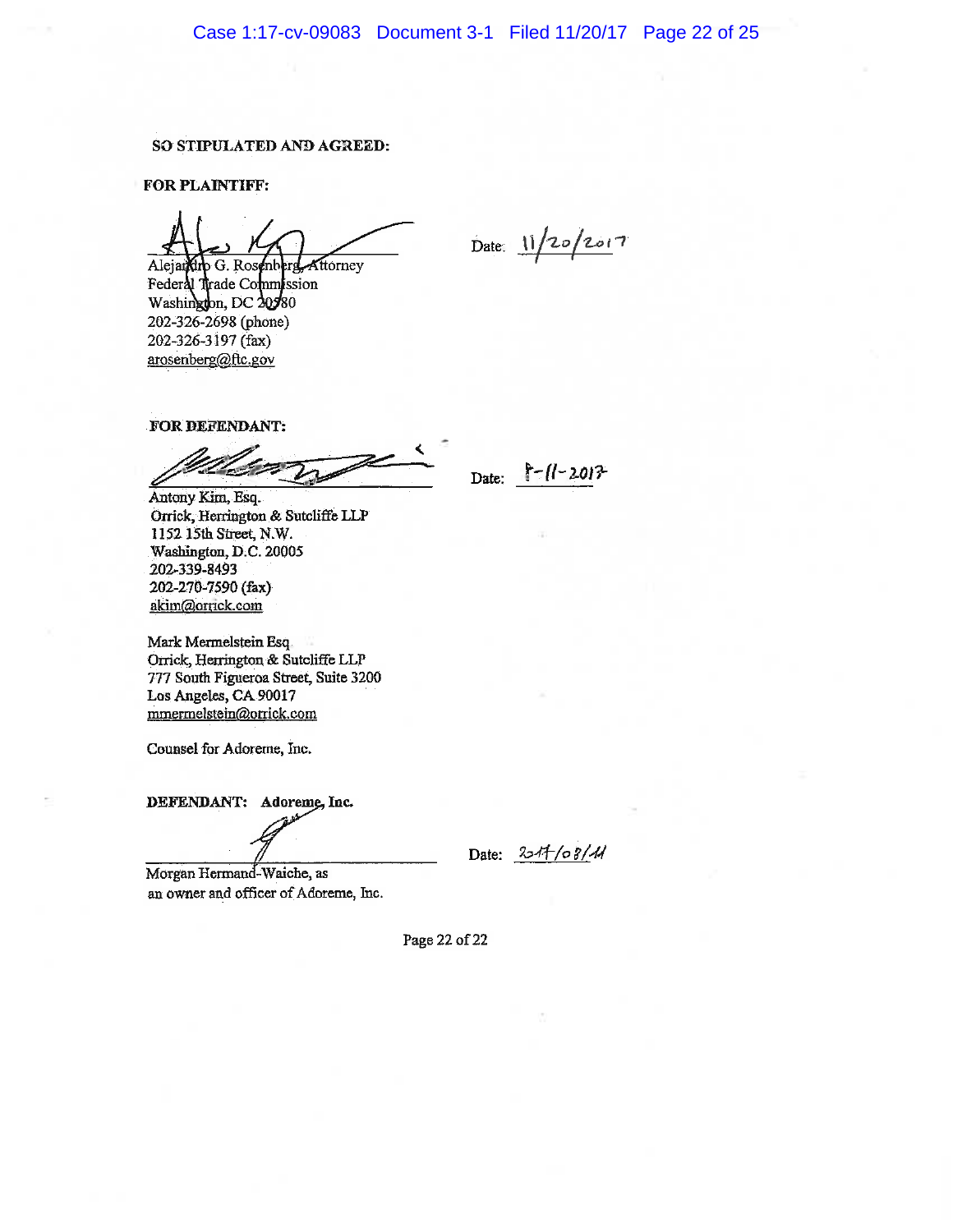**SO STIPULATED AND AGREED:**

**FOR PLAINTIFF:**

Alejandro G. Rosenberg, Attorney
Federal Trade Commission
Washington, DC 20580
202-326-2698 (phone)
202-326-3197 (fax)
arosenberg@ftc.gov

Date: 11/20/2017

**FOR DEFENDANT:**

Antony Kim, Esq.
Orrick, Herrington & Sutcliffe LLP
1152 15th Street, N.W.
Washington, D.C. 20005
202-339-8493
202-270-7590 (fax)
akim@orrick.com

Date: 8-11-2017

Mark Mermelstein Esq.
Orrick, Herrington & Sutcliffe LLP
777 South Figueroa Street, Suite 3200
Los Angeles, CA 90017
mmermelstein@orrick.com

Counsel for Adoreme, Inc.

**DEFENDANT: Adoreme, Inc.**

Morgan Hermand-Waiche, as
an owner and officer of Adoreme, Inc.

Date: 2017/08/11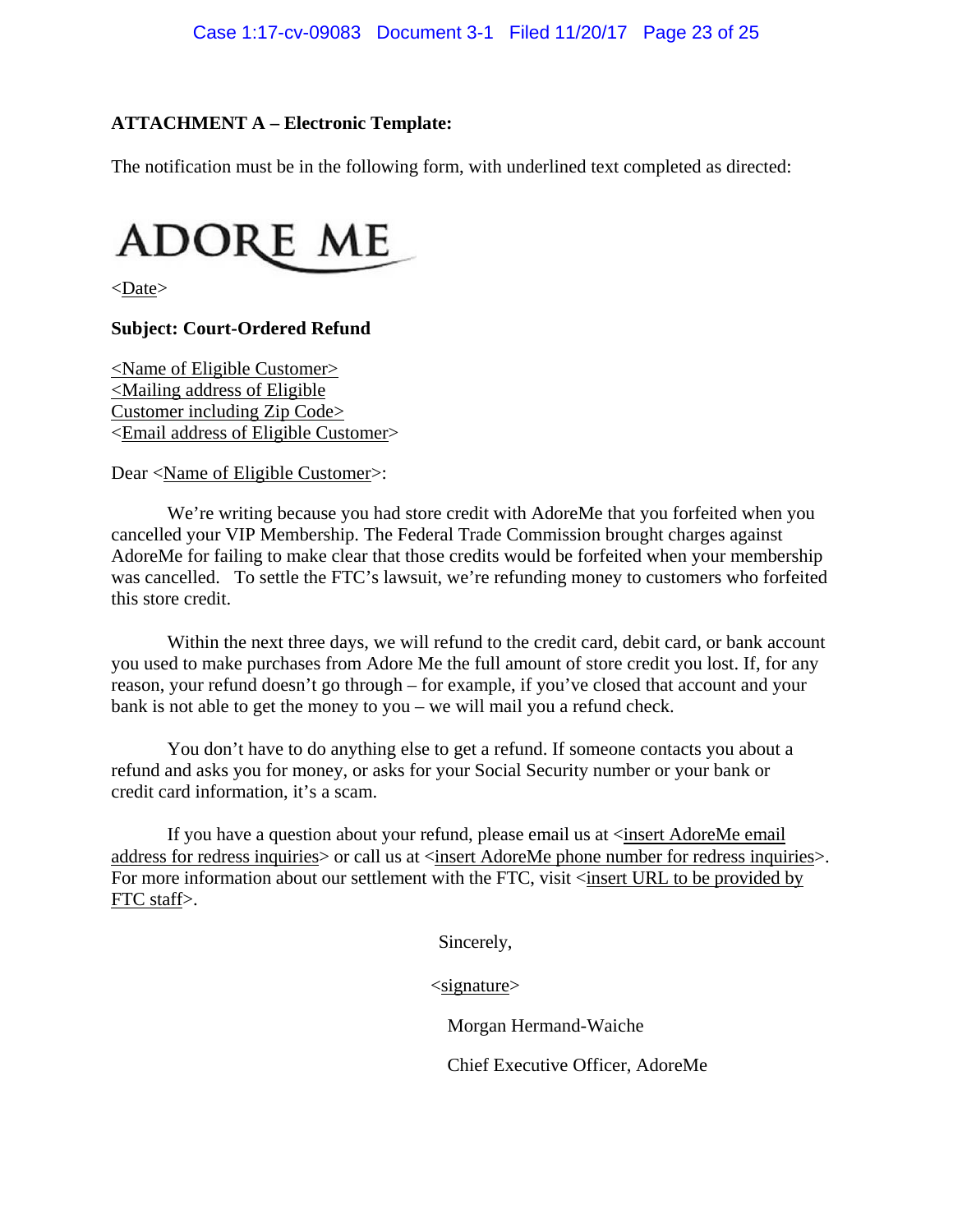**ATTACHMENT A – Electronic Template:**

The notification must be in the following form, with underlined text completed as directed:

ADORE ME

<Date>

**Subject: Court-Ordered Refund**

<Name of Eligible Customer>
<Mailing address of Eligible Customer including Zip Code>
<Email address of Eligible Customer>

Dear <Name of Eligible Customer>:

We're writing because you had store credit with AdoreMe that you forfeited when you cancelled your VIP Membership. The Federal Trade Commission brought charges against AdoreMe for failing to make clear that those credits would be forfeited when your membership was cancelled. To settle the FTC's lawsuit, we're refunding money to customers who forfeited this store credit.

Within the next three days, we will refund to the credit card, debit card, or bank account you used to make purchases from Adore Me the full amount of store credit you lost. If, for any reason, your refund doesn't go through – for example, if you've closed that account and your bank is not able to get the money to you – we will mail you a refund check.

You don't have to do anything else to get a refund. If someone contacts you about a refund and asks you for money, or asks for your Social Security number or your bank or credit card information, it's a scam.

If you have a question about your refund, please email us at <insert AdoreMe email address for redress inquiries> or call us at <insert AdoreMe phone number for redress inquiries>. For more information about our settlement with the FTC, visit <insert URL to be provided by FTC staff>.

Sincerely,

<signature>

Morgan Hermand-Waiche

Chief Executive Officer, AdoreMe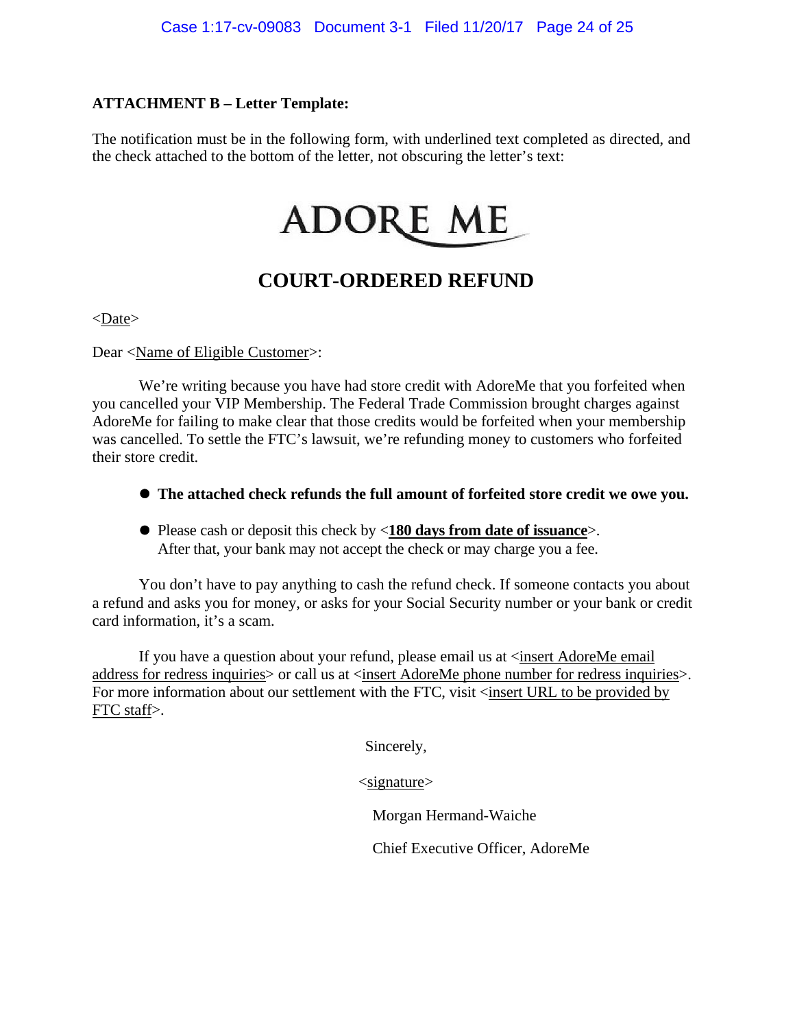**ATTACHMENT B – Letter Template:**

The notification must be in the following form, with underlined text completed as directed, and the check attached to the bottom of the letter, not obscuring the letter's text:

ADORE ME

## COURT-ORDERED REFUND

<Date>

Dear <Name of Eligible Customer>:

We're writing because you have had store credit with AdoreMe that you forfeited when you cancelled your VIP Membership. The Federal Trade Commission brought charges against AdoreMe for failing to make clear that those credits would be forfeited when your membership was cancelled. To settle the FTC's lawsuit, we're refunding money to customers who forfeited their store credit.

- **The attached check refunds the full amount of forfeited store credit we owe you.**
- Please cash or deposit this check by <**180 days from date of issuance**>. After that, your bank may not accept the check or may charge you a fee.

You don't have to pay anything to cash the refund check. If someone contacts you about a refund and asks you for money, or asks for your Social Security number or your bank or credit card information, it's a scam.

If you have a question about your refund, please email us at <insert AdoreMe email address for redress inquiries> or call us at <insert AdoreMe phone number for redress inquiries>. For more information about our settlement with the FTC, visit <insert URL to be provided by FTC staff>.

Sincerely,

<signature>

Morgan Hermand-Waiche

Chief Executive Officer, AdoreMe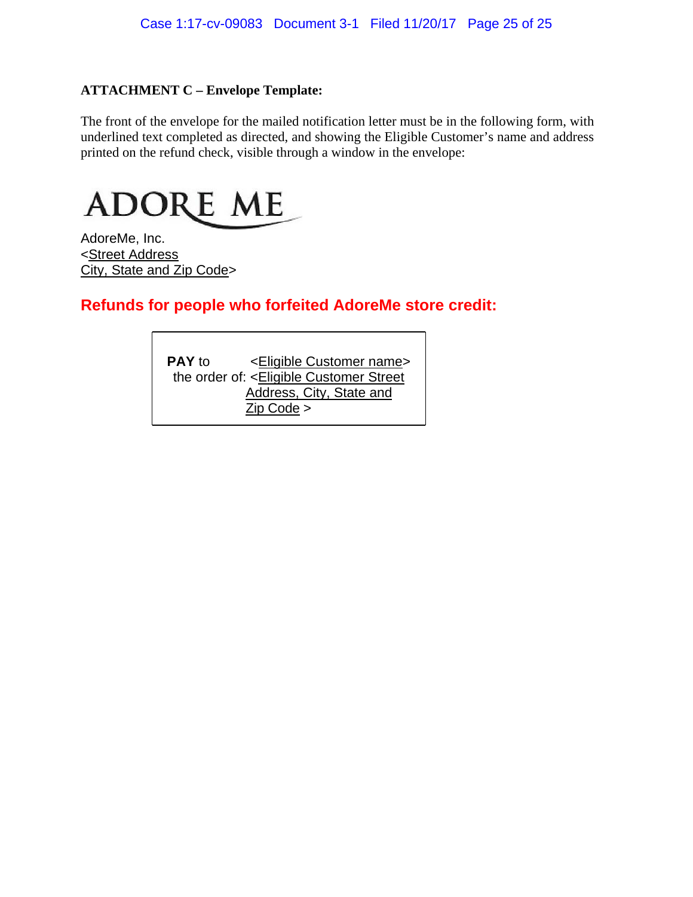**ATTACHMENT C – Envelope Template:**

The front of the envelope for the mailed notification letter must be in the following form, with underlined text completed as directed, and showing the Eligible Customer's name and address printed on the refund check, visible through a window in the envelope:

ADORE ME

AdoreMe, Inc.
<Street Address
City, State and Zip Code>

**Refunds for people who forfeited AdoreMe store credit:**

**PAY** to the order of: <Eligible Customer name>
<Eligible Customer Street Address, City, State and Zip Code >